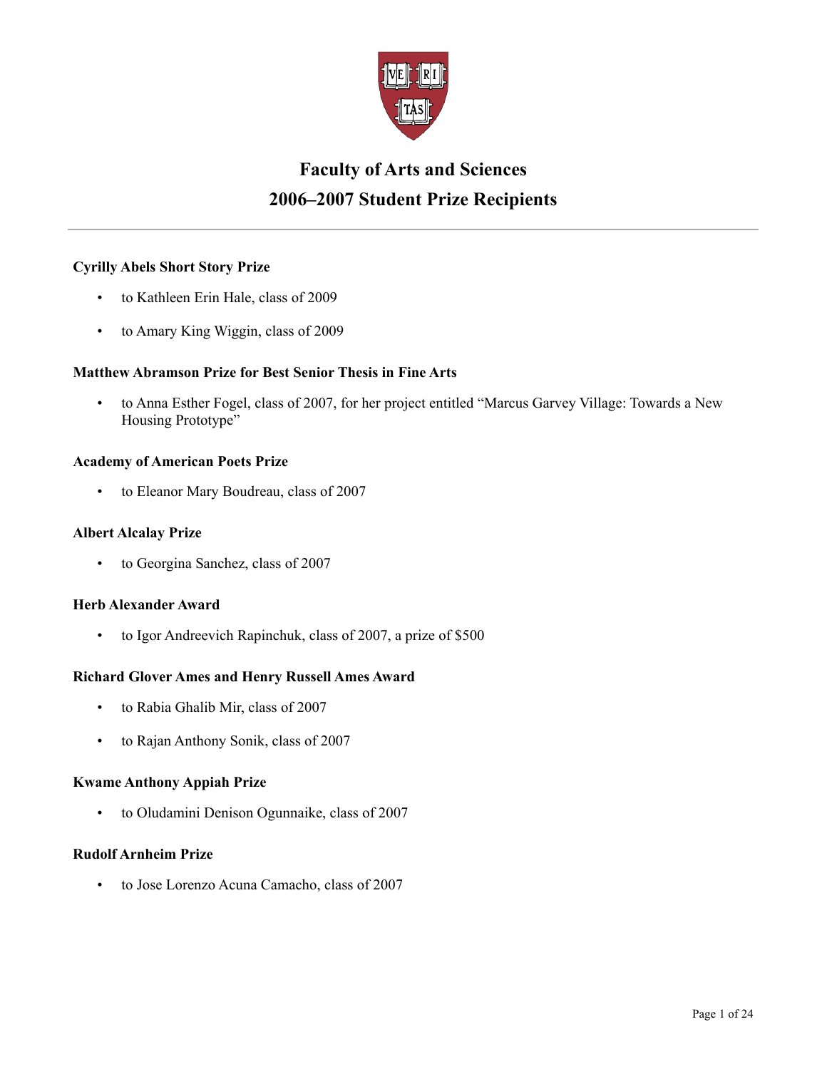# Faculty of Arts and Sciences

# 2006–2007 Student Prize Recipients

---

**Cyrilly Abels Short Story Prize**

- to Kathleen Erin Hale, class of 2009
- to Amary King Wiggin, class of 2009

**Matthew Abramson Prize for Best Senior Thesis in Fine Arts**

- to Anna Esther Fogel, class of 2007, for her project entitled "Marcus Garvey Village: Towards a New Housing Prototype"

**Academy of American Poets Prize**

- to Eleanor Mary Boudreau, class of 2007

**Albert Alcalay Prize**

- to Georgina Sanchez, class of 2007

**Herb Alexander Award**

- to Igor Andreevich Rapinchuk, class of 2007, a prize of $500

**Richard Glover Ames and Henry Russell Ames Award**

- to Rabia Ghalib Mir, class of 2007
- to Rajan Anthony Sonik, class of 2007

**Kwame Anthony Appiah Prize**

- to Oludamini Denison Ogunnaike, class of 2007

**Rudolf Arnheim Prize**

- to Jose Lorenzo Acuna Camacho, class of 2007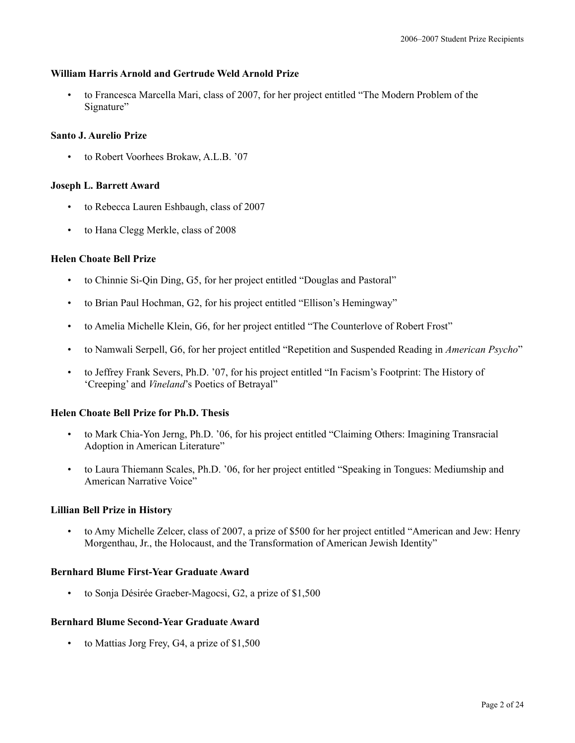### William Harris Arnold and Gertrude Weld Arnold Prize

- to Francesca Marcella Mari, class of 2007, for her project entitled "The Modern Problem of the Signature"

### Santo J. Aurelio Prize

- to Robert Voorhees Brokaw, A.L.B. '07

### Joseph L. Barrett Award

- to Rebecca Lauren Eshbaugh, class of 2007
- to Hana Clegg Merkle, class of 2008

### Helen Choate Bell Prize

- to Chinnie Si-Qin Ding, G5, for her project entitled "Douglas and Pastoral"
- to Brian Paul Hochman, G2, for his project entitled "Ellison's Hemingway"
- to Amelia Michelle Klein, G6, for her project entitled "The Counterlove of Robert Frost"
- to Namwali Serpell, G6, for her project entitled "Repetition and Suspended Reading in *American Psycho*"
- to Jeffrey Frank Severs, Ph.D. '07, for his project entitled "In Facism's Footprint: The History of 'Creeping' and *Vineland*'s Poetics of Betrayal"

### Helen Choate Bell Prize for Ph.D. Thesis

- to Mark Chia-Yon Jerng, Ph.D. '06, for his project entitled "Claiming Others: Imagining Transracial Adoption in American Literature"
- to Laura Thiemann Scales, Ph.D. '06, for her project entitled "Speaking in Tongues: Mediumship and American Narrative Voice"

### Lillian Bell Prize in History

- to Amy Michelle Zelcer, class of 2007, a prize of $500 for her project entitled "American and Jew: Henry Morgenthau, Jr., the Holocaust, and the Transformation of American Jewish Identity"

### Bernhard Blume First-Year Graduate Award

- to Sonja Désirée Graeber-Magocsi, G2, a prize of $1,500

### Bernhard Blume Second-Year Graduate Award

- to Mattias Jorg Frey, G4, a prize of $1,500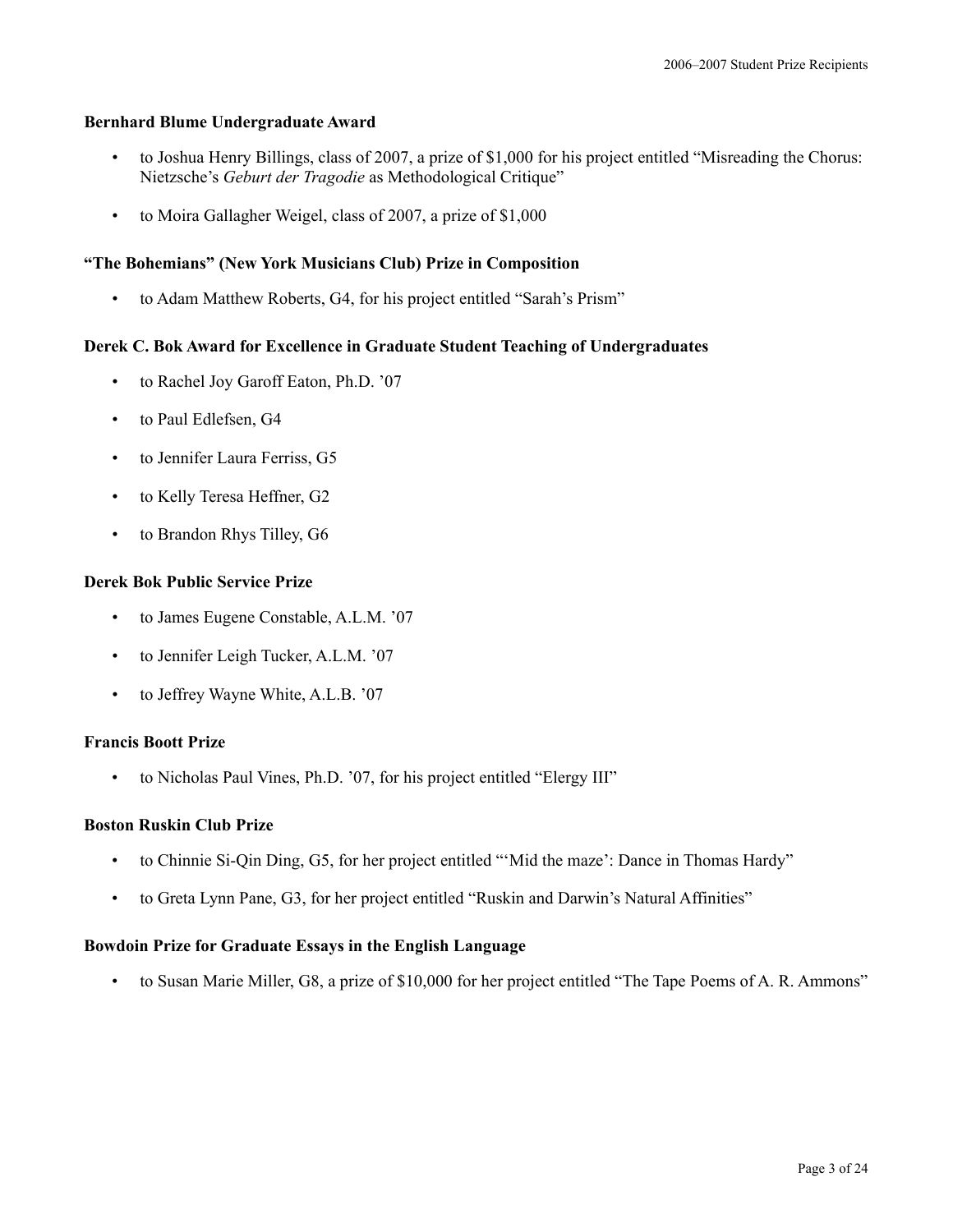### Bernhard Blume Undergraduate Award

- to Joshua Henry Billings, class of 2007, a prize of $1,000 for his project entitled "Misreading the Chorus: Nietzsche's *Geburt der Tragodie* as Methodological Critique"
- to Moira Gallagher Weigel, class of 2007, a prize of $1,000

### "The Bohemians" (New York Musicians Club) Prize in Composition

- to Adam Matthew Roberts, G4, for his project entitled "Sarah's Prism"

### Derek C. Bok Award for Excellence in Graduate Student Teaching of Undergraduates

- to Rachel Joy Garoff Eaton, Ph.D. '07
- to Paul Edlefsen, G4
- to Jennifer Laura Ferriss, G5
- to Kelly Teresa Heffner, G2
- to Brandon Rhys Tilley, G6

### Derek Bok Public Service Prize

- to James Eugene Constable, A.L.M. '07
- to Jennifer Leigh Tucker, A.L.M. '07
- to Jeffrey Wayne White, A.L.B. '07

### Francis Boott Prize

- to Nicholas Paul Vines, Ph.D. '07, for his project entitled "Elergy III"

### Boston Ruskin Club Prize

- to Chinnie Si-Qin Ding, G5, for her project entitled "'Mid the maze': Dance in Thomas Hardy"
- to Greta Lynn Pane, G3, for her project entitled "Ruskin and Darwin's Natural Affinities"

### Bowdoin Prize for Graduate Essays in the English Language

- to Susan Marie Miller, G8, a prize of $10,000 for her project entitled "The Tape Poems of A. R. Ammons"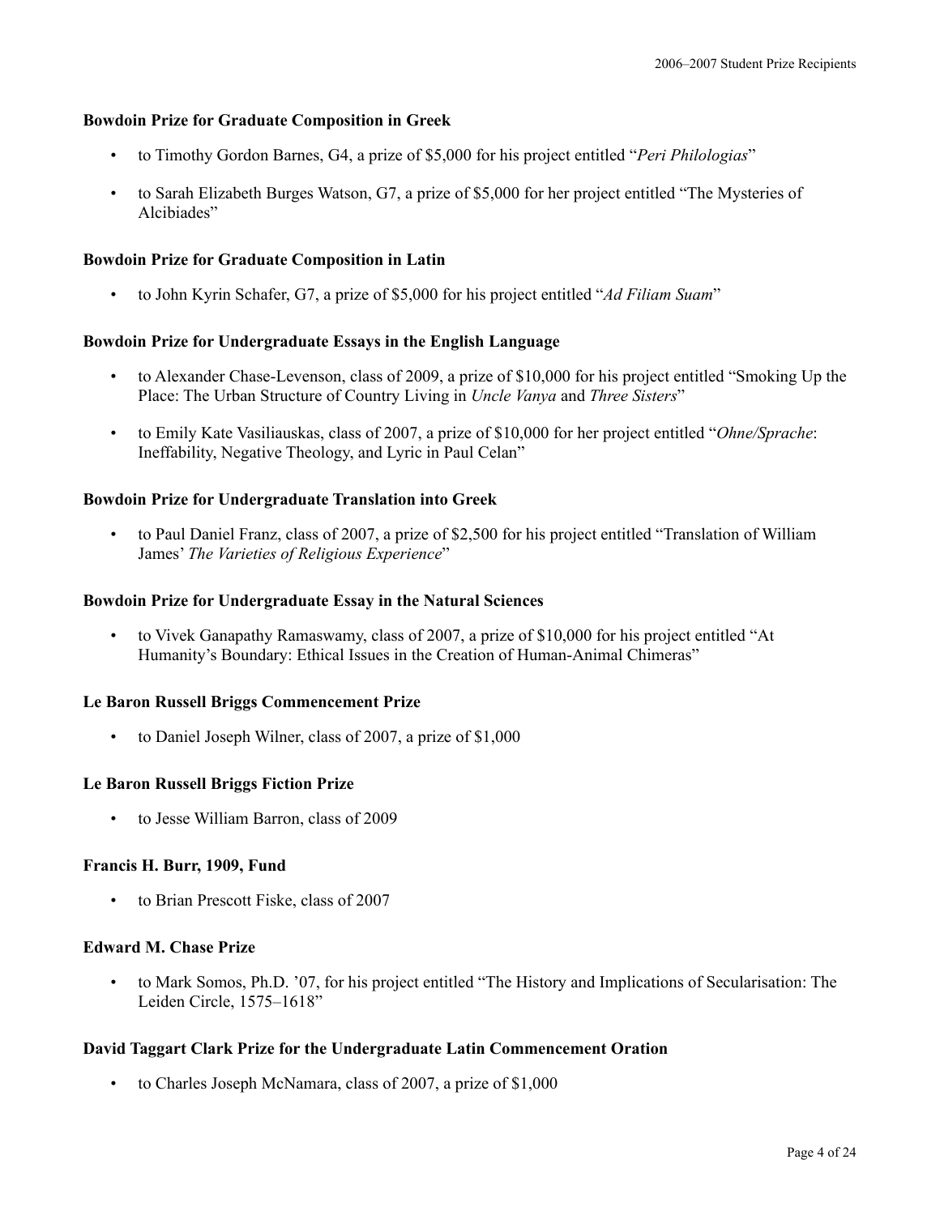**Bowdoin Prize for Graduate Composition in Greek**

- to Timothy Gordon Barnes, G4, a prize of $5,000 for his project entitled "*Peri Philologias*"
- to Sarah Elizabeth Burges Watson, G7, a prize of $5,000 for her project entitled "The Mysteries of Alcibiades"

**Bowdoin Prize for Graduate Composition in Latin**

- to John Kyrin Schafer, G7, a prize of $5,000 for his project entitled "*Ad Filiam Suam*"

**Bowdoin Prize for Undergraduate Essays in the English Language**

- to Alexander Chase-Levenson, class of 2009, a prize of $10,000 for his project entitled "Smoking Up the Place: The Urban Structure of Country Living in *Uncle Vanya* and *Three Sisters*"
- to Emily Kate Vasiliauskas, class of 2007, a prize of $10,000 for her project entitled "*Ohne/Sprache*: Ineffability, Negative Theology, and Lyric in Paul Celan"

**Bowdoin Prize for Undergraduate Translation into Greek**

- to Paul Daniel Franz, class of 2007, a prize of $2,500 for his project entitled "Translation of William James' *The Varieties of Religious Experience*"

**Bowdoin Prize for Undergraduate Essay in the Natural Sciences**

- to Vivek Ganapathy Ramaswamy, class of 2007, a prize of $10,000 for his project entitled "At Humanity's Boundary: Ethical Issues in the Creation of Human-Animal Chimeras"

**Le Baron Russell Briggs Commencement Prize**

- to Daniel Joseph Wilner, class of 2007, a prize of $1,000

**Le Baron Russell Briggs Fiction Prize**

- to Jesse William Barron, class of 2009

**Francis H. Burr, 1909, Fund**

- to Brian Prescott Fiske, class of 2007

**Edward M. Chase Prize**

- to Mark Somos, Ph.D. '07, for his project entitled "The History and Implications of Secularisation: The Leiden Circle, 1575–1618"

**David Taggart Clark Prize for the Undergraduate Latin Commencement Oration**

- to Charles Joseph McNamara, class of 2007, a prize of $1,000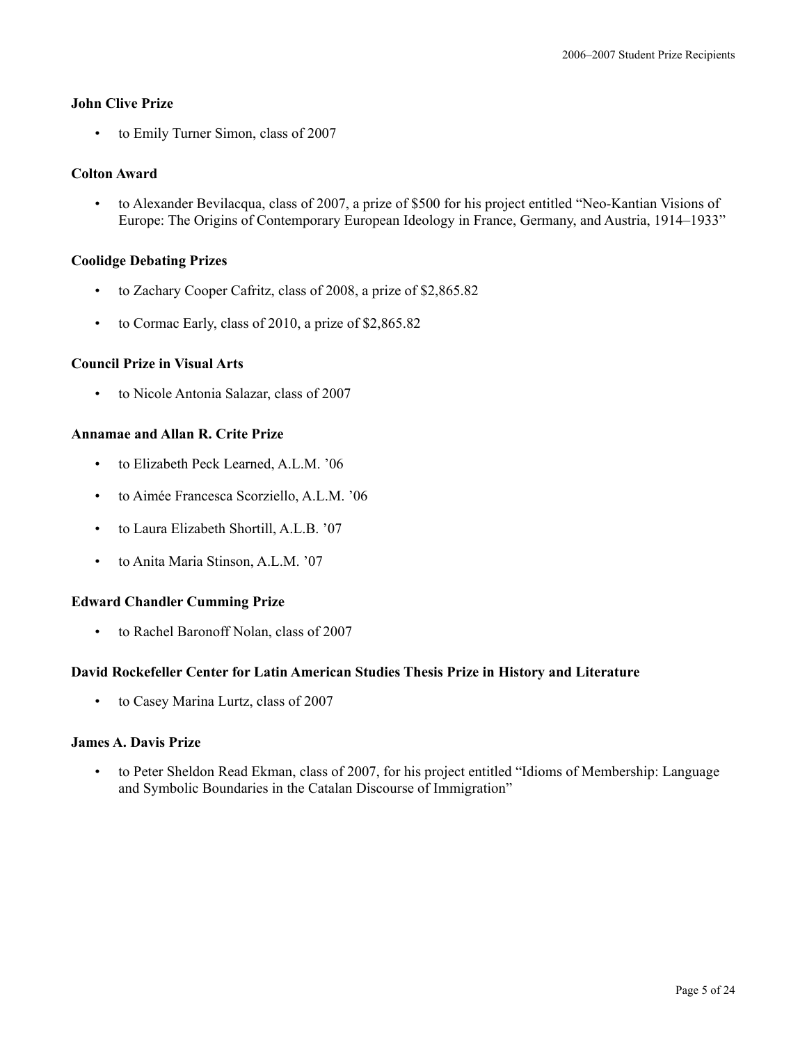**John Clive Prize**

- to Emily Turner Simon, class of 2007

**Colton Award**

- to Alexander Bevilacqua, class of 2007, a prize of $500 for his project entitled "Neo-Kantian Visions of Europe: The Origins of Contemporary European Ideology in France, Germany, and Austria, 1914–1933"

**Coolidge Debating Prizes**

- to Zachary Cooper Cafritz, class of 2008, a prize of $2,865.82
- to Cormac Early, class of 2010, a prize of $2,865.82

**Council Prize in Visual Arts**

- to Nicole Antonia Salazar, class of 2007

**Annamae and Allan R. Crite Prize**

- to Elizabeth Peck Learned, A.L.M. '06
- to Aimée Francesca Scorziello, A.L.M. '06
- to Laura Elizabeth Shortill, A.L.B. '07
- to Anita Maria Stinson, A.L.M. '07

**Edward Chandler Cumming Prize**

- to Rachel Baronoff Nolan, class of 2007

**David Rockefeller Center for Latin American Studies Thesis Prize in History and Literature**

- to Casey Marina Lurtz, class of 2007

**James A. Davis Prize**

- to Peter Sheldon Read Ekman, class of 2007, for his project entitled "Idioms of Membership: Language and Symbolic Boundaries in the Catalan Discourse of Immigration"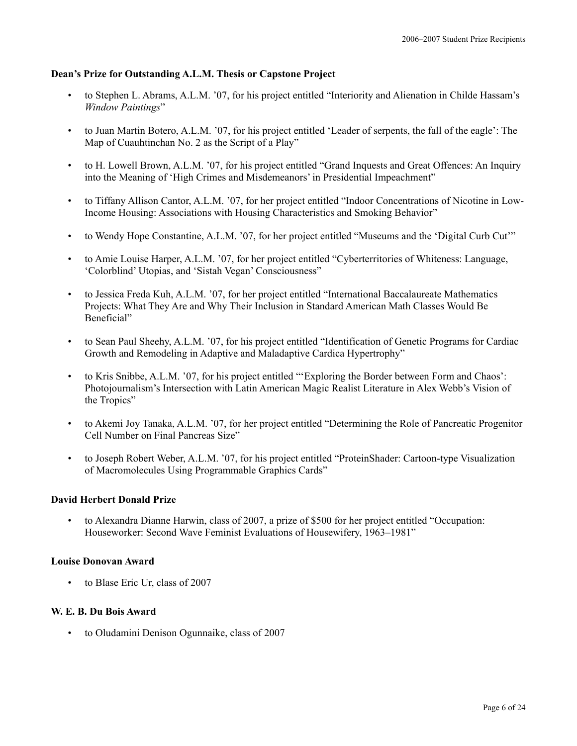**Dean's Prize for Outstanding A.L.M. Thesis or Capstone Project**

- to Stephen L. Abrams, A.L.M. '07, for his project entitled "Interiority and Alienation in Childe Hassam's *Window Paintings*"
- to Juan Martin Botero, A.L.M. '07, for his project entitled 'Leader of serpents, the fall of the eagle': The Map of Cuauhtinchan No. 2 as the Script of a Play"
- to H. Lowell Brown, A.L.M. '07, for his project entitled "Grand Inquests and Great Offences: An Inquiry into the Meaning of 'High Crimes and Misdemeanors' in Presidential Impeachment"
- to Tiffany Allison Cantor, A.L.M. '07, for her project entitled "Indoor Concentrations of Nicotine in Low-Income Housing: Associations with Housing Characteristics and Smoking Behavior"
- to Wendy Hope Constantine, A.L.M. '07, for her project entitled "Museums and the 'Digital Curb Cut'"
- to Amie Louise Harper, A.L.M. '07, for her project entitled "Cyberterritories of Whiteness: Language, 'Colorblind' Utopias, and 'Sistah Vegan' Consciousness"
- to Jessica Freda Kuh, A.L.M. '07, for her project entitled "International Baccalaureate Mathematics Projects: What They Are and Why Their Inclusion in Standard American Math Classes Would Be Beneficial"
- to Sean Paul Sheehy, A.L.M. '07, for his project entitled "Identification of Genetic Programs for Cardiac Growth and Remodeling in Adaptive and Maladaptive Cardica Hypertrophy"
- to Kris Snibbe, A.L.M. '07, for his project entitled "'Exploring the Border between Form and Chaos': Photojournalism's Intersection with Latin American Magic Realist Literature in Alex Webb's Vision of the Tropics"
- to Akemi Joy Tanaka, A.L.M. '07, for her project entitled "Determining the Role of Pancreatic Progenitor Cell Number on Final Pancreas Size"
- to Joseph Robert Weber, A.L.M. '07, for his project entitled "ProteinShader: Cartoon-type Visualization of Macromolecules Using Programmable Graphics Cards"

**David Herbert Donald Prize**

- to Alexandra Dianne Harwin, class of 2007, a prize of $500 for her project entitled "Occupation: Houseworker: Second Wave Feminist Evaluations of Housewifery, 1963–1981"

**Louise Donovan Award**

- to Blase Eric Ur, class of 2007

**W. E. B. Du Bois Award**

- to Oludamini Denison Ogunnaike, class of 2007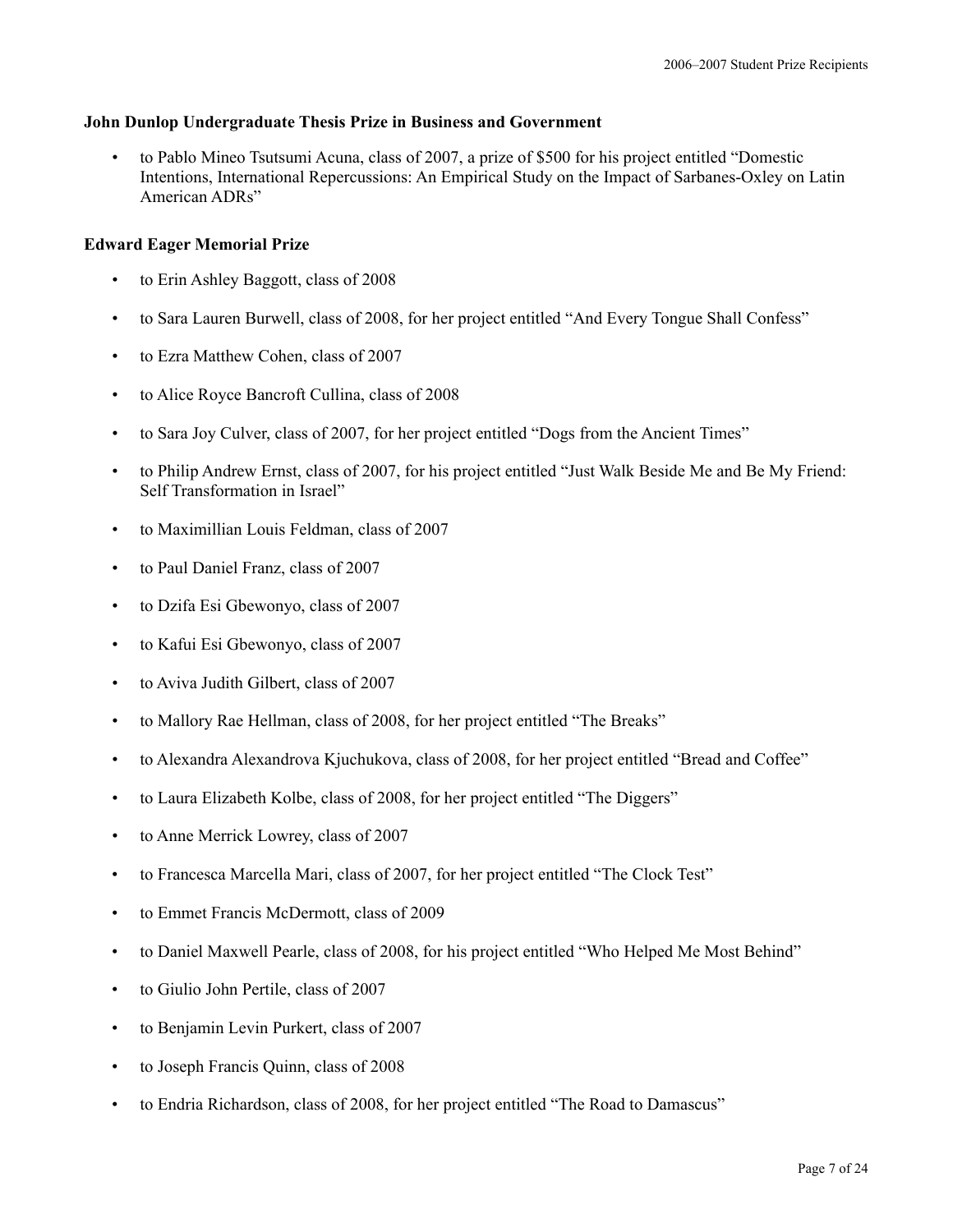**John Dunlop Undergraduate Thesis Prize in Business and Government**

- to Pablo Mineo Tsutsumi Acuna, class of 2007, a prize of $500 for his project entitled "Domestic Intentions, International Repercussions: An Empirical Study on the Impact of Sarbanes-Oxley on Latin American ADRs"

**Edward Eager Memorial Prize**

- to Erin Ashley Baggott, class of 2008
- to Sara Lauren Burwell, class of 2008, for her project entitled "And Every Tongue Shall Confess"
- to Ezra Matthew Cohen, class of 2007
- to Alice Royce Bancroft Cullina, class of 2008
- to Sara Joy Culver, class of 2007, for her project entitled "Dogs from the Ancient Times"
- to Philip Andrew Ernst, class of 2007, for his project entitled "Just Walk Beside Me and Be My Friend: Self Transformation in Israel"
- to Maximillian Louis Feldman, class of 2007
- to Paul Daniel Franz, class of 2007
- to Dzifa Esi Gbewonyo, class of 2007
- to Kafui Esi Gbewonyo, class of 2007
- to Aviva Judith Gilbert, class of 2007
- to Mallory Rae Hellman, class of 2008, for her project entitled "The Breaks"
- to Alexandra Alexandrova Kjuchukova, class of 2008, for her project entitled "Bread and Coffee"
- to Laura Elizabeth Kolbe, class of 2008, for her project entitled "The Diggers"
- to Anne Merrick Lowrey, class of 2007
- to Francesca Marcella Mari, class of 2007, for her project entitled "The Clock Test"
- to Emmet Francis McDermott, class of 2009
- to Daniel Maxwell Pearle, class of 2008, for his project entitled "Who Helped Me Most Behind"
- to Giulio John Pertile, class of 2007
- to Benjamin Levin Purkert, class of 2007
- to Joseph Francis Quinn, class of 2008
- to Endria Richardson, class of 2008, for her project entitled "The Road to Damascus"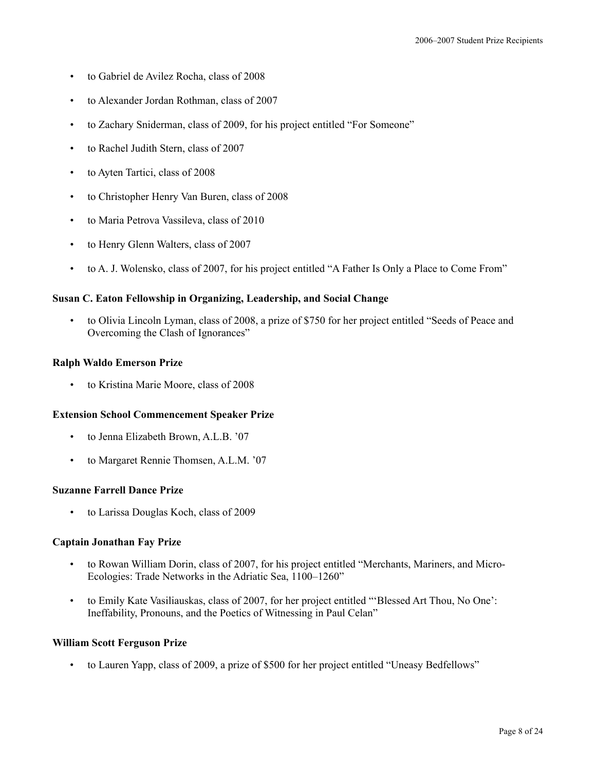- to Gabriel de Avilez Rocha, class of 2008
- to Alexander Jordan Rothman, class of 2007
- to Zachary Sniderman, class of 2009, for his project entitled "For Someone"
- to Rachel Judith Stern, class of 2007
- to Ayten Tartici, class of 2008
- to Christopher Henry Van Buren, class of 2008
- to Maria Petrova Vassileva, class of 2010
- to Henry Glenn Walters, class of 2007
- to A. J. Wolensko, class of 2007, for his project entitled "A Father Is Only a Place to Come From"

**Susan C. Eaton Fellowship in Organizing, Leadership, and Social Change**

- to Olivia Lincoln Lyman, class of 2008, a prize of $750 for her project entitled "Seeds of Peace and Overcoming the Clash of Ignorances"

**Ralph Waldo Emerson Prize**

- to Kristina Marie Moore, class of 2008

**Extension School Commencement Speaker Prize**

- to Jenna Elizabeth Brown, A.L.B. '07
- to Margaret Rennie Thomsen, A.L.M. '07

**Suzanne Farrell Dance Prize**

- to Larissa Douglas Koch, class of 2009

**Captain Jonathan Fay Prize**

- to Rowan William Dorin, class of 2007, for his project entitled "Merchants, Mariners, and Micro-Ecologies: Trade Networks in the Adriatic Sea, 1100–1260"
- to Emily Kate Vasiliauskas, class of 2007, for her project entitled "'Blessed Art Thou, No One': Ineffability, Pronouns, and the Poetics of Witnessing in Paul Celan"

**William Scott Ferguson Prize**

- to Lauren Yapp, class of 2009, a prize of $500 for her project entitled "Uneasy Bedfellows"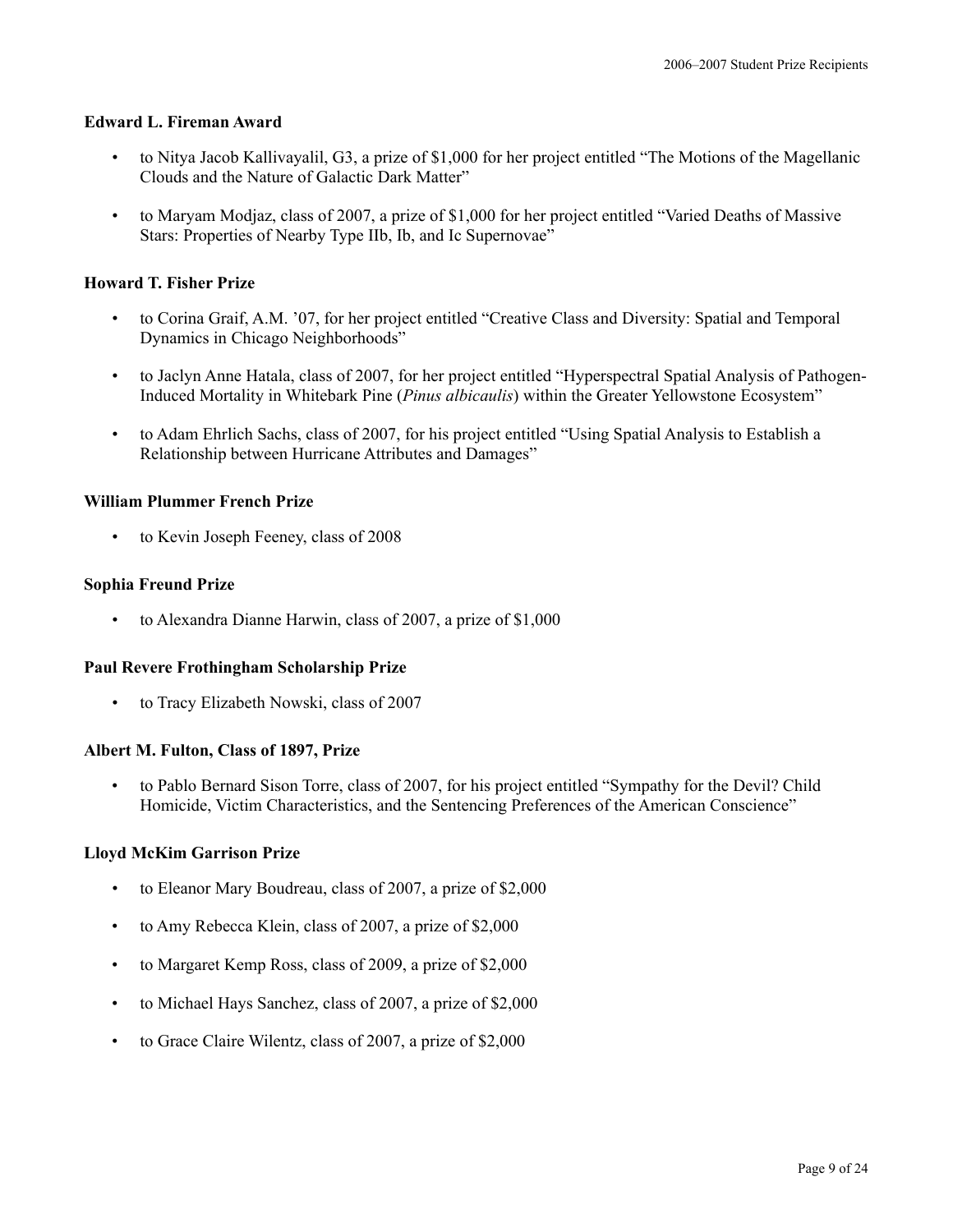**Edward L. Fireman Award**

- to Nitya Jacob Kallivayalil, G3, a prize of $1,000 for her project entitled "The Motions of the Magellanic Clouds and the Nature of Galactic Dark Matter"
- to Maryam Modjaz, class of 2007, a prize of $1,000 for her project entitled "Varied Deaths of Massive Stars: Properties of Nearby Type IIb, Ib, and Ic Supernovae"

**Howard T. Fisher Prize**

- to Corina Graif, A.M. '07, for her project entitled "Creative Class and Diversity: Spatial and Temporal Dynamics in Chicago Neighborhoods"
- to Jaclyn Anne Hatala, class of 2007, for her project entitled "Hyperspectral Spatial Analysis of Pathogen-Induced Mortality in Whitebark Pine (*Pinus albicaulis*) within the Greater Yellowstone Ecosystem"
- to Adam Ehrlich Sachs, class of 2007, for his project entitled "Using Spatial Analysis to Establish a Relationship between Hurricane Attributes and Damages"

**William Plummer French Prize**

- to Kevin Joseph Feeney, class of 2008

**Sophia Freund Prize**

- to Alexandra Dianne Harwin, class of 2007, a prize of $1,000

**Paul Revere Frothingham Scholarship Prize**

- to Tracy Elizabeth Nowski, class of 2007

**Albert M. Fulton, Class of 1897, Prize**

- to Pablo Bernard Sison Torre, class of 2007, for his project entitled "Sympathy for the Devil? Child Homicide, Victim Characteristics, and the Sentencing Preferences of the American Conscience"

**Lloyd McKim Garrison Prize**

- to Eleanor Mary Boudreau, class of 2007, a prize of $2,000
- to Amy Rebecca Klein, class of 2007, a prize of $2,000
- to Margaret Kemp Ross, class of 2009, a prize of $2,000
- to Michael Hays Sanchez, class of 2007, a prize of $2,000
- to Grace Claire Wilentz, class of 2007, a prize of $2,000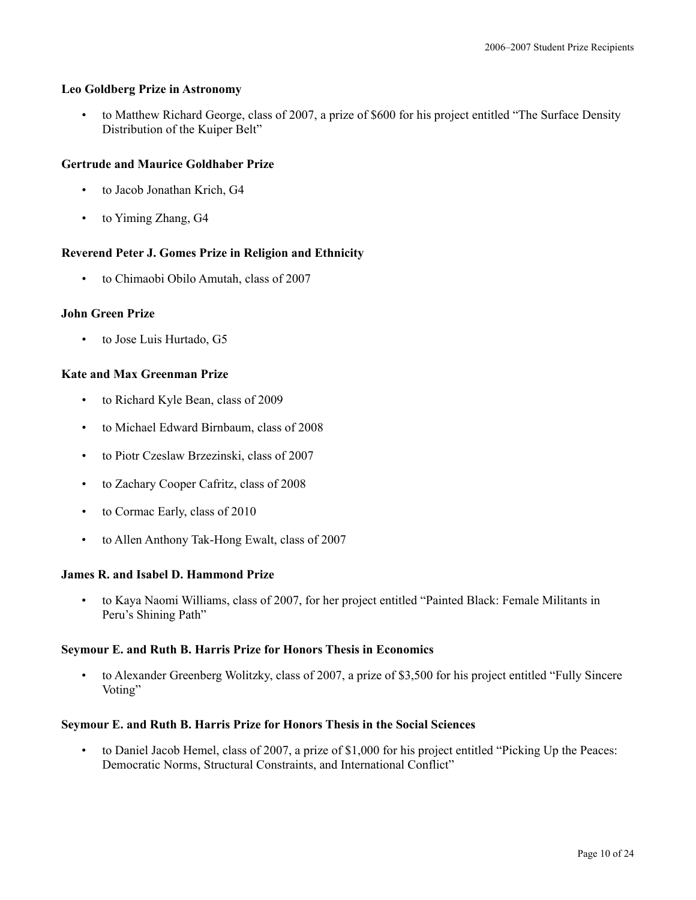### Leo Goldberg Prize in Astronomy

- to Matthew Richard George, class of 2007, a prize of $600 for his project entitled "The Surface Density Distribution of the Kuiper Belt"

### Gertrude and Maurice Goldhaber Prize

- to Jacob Jonathan Krich, G4
- to Yiming Zhang, G4

### Reverend Peter J. Gomes Prize in Religion and Ethnicity

- to Chimaobi Obilo Amutah, class of 2007

### John Green Prize

- to Jose Luis Hurtado, G5

### Kate and Max Greenman Prize

- to Richard Kyle Bean, class of 2009
- to Michael Edward Birnbaum, class of 2008
- to Piotr Czeslaw Brzezinski, class of 2007
- to Zachary Cooper Cafritz, class of 2008
- to Cormac Early, class of 2010
- to Allen Anthony Tak-Hong Ewalt, class of 2007

### James R. and Isabel D. Hammond Prize

- to Kaya Naomi Williams, class of 2007, for her project entitled "Painted Black: Female Militants in Peru's Shining Path"

### Seymour E. and Ruth B. Harris Prize for Honors Thesis in Economics

- to Alexander Greenberg Wolitzky, class of 2007, a prize of $3,500 for his project entitled "Fully Sincere Voting"

### Seymour E. and Ruth B. Harris Prize for Honors Thesis in the Social Sciences

- to Daniel Jacob Hemel, class of 2007, a prize of $1,000 for his project entitled "Picking Up the Peaces: Democratic Norms, Structural Constraints, and International Conflict"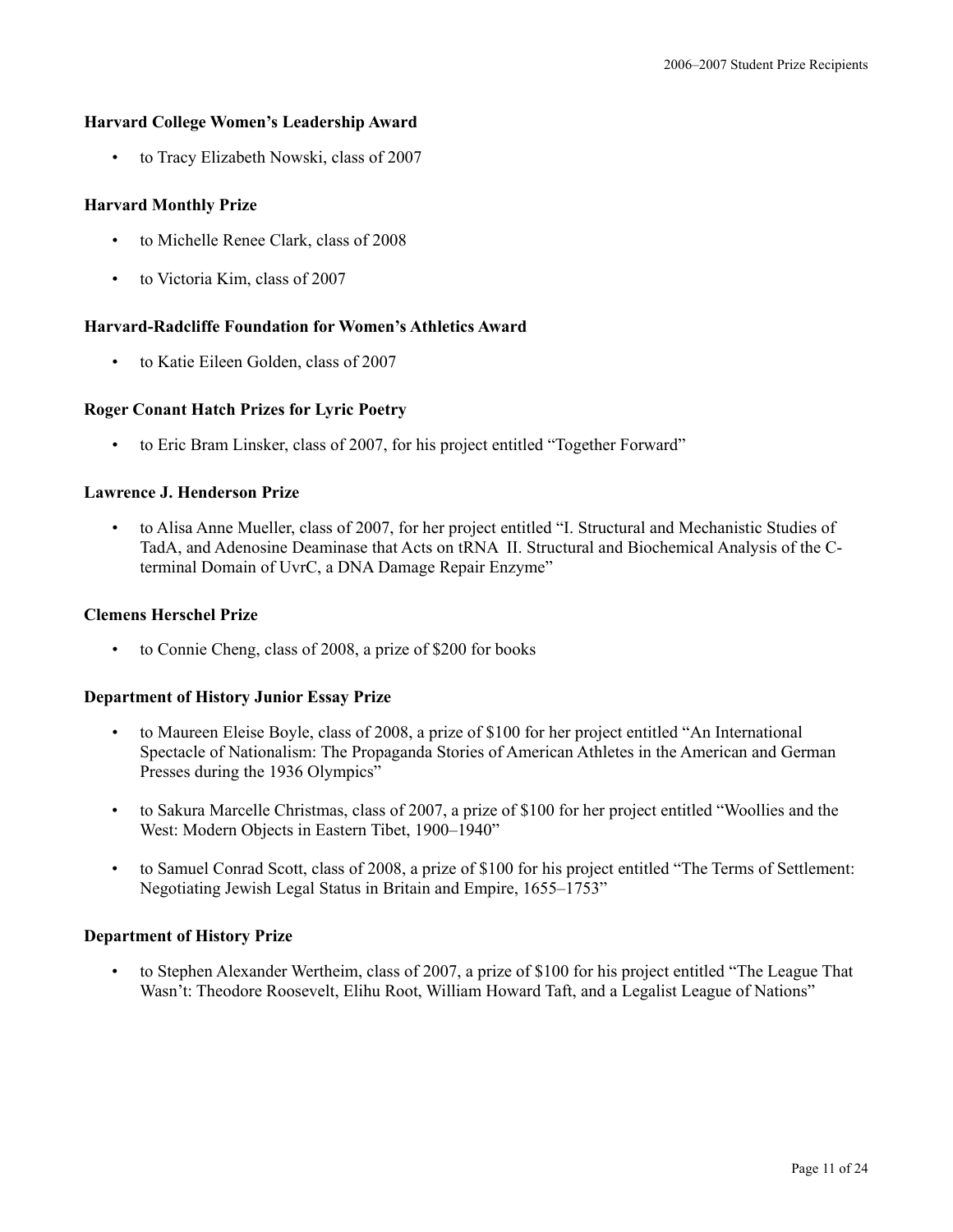### Harvard College Women's Leadership Award

- to Tracy Elizabeth Nowski, class of 2007

### Harvard Monthly Prize

- to Michelle Renee Clark, class of 2008
- to Victoria Kim, class of 2007

### Harvard-Radcliffe Foundation for Women's Athletics Award

- to Katie Eileen Golden, class of 2007

### Roger Conant Hatch Prizes for Lyric Poetry

- to Eric Bram Linsker, class of 2007, for his project entitled "Together Forward"

### Lawrence J. Henderson Prize

- to Alisa Anne Mueller, class of 2007, for her project entitled "I. Structural and Mechanistic Studies of TadA, and Adenosine Deaminase that Acts on tRNA II. Structural and Biochemical Analysis of the C-terminal Domain of UvrC, a DNA Damage Repair Enzyme"

### Clemens Herschel Prize

- to Connie Cheng, class of 2008, a prize of $200 for books

### Department of History Junior Essay Prize

- to Maureen Eleise Boyle, class of 2008, a prize of $100 for her project entitled "An International Spectacle of Nationalism: The Propaganda Stories of American Athletes in the American and German Presses during the 1936 Olympics"
- to Sakura Marcelle Christmas, class of 2007, a prize of $100 for her project entitled "Woollies and the West: Modern Objects in Eastern Tibet, 1900–1940"
- to Samuel Conrad Scott, class of 2008, a prize of $100 for his project entitled "The Terms of Settlement: Negotiating Jewish Legal Status in Britain and Empire, 1655–1753"

### Department of History Prize

- to Stephen Alexander Wertheim, class of 2007, a prize of $100 for his project entitled "The League That Wasn't: Theodore Roosevelt, Elihu Root, William Howard Taft, and a Legalist League of Nations"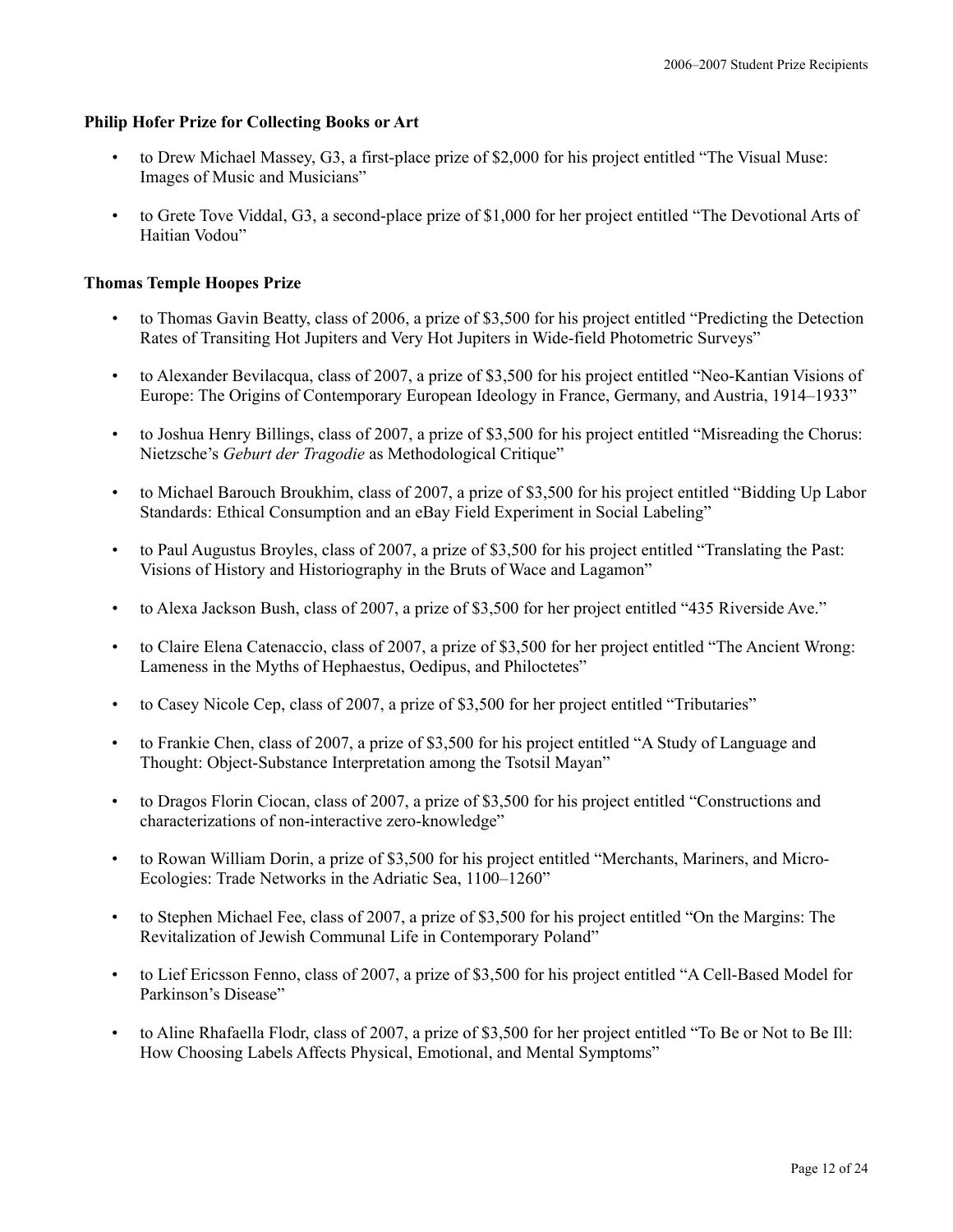**Philip Hofer Prize for Collecting Books or Art**

- to Drew Michael Massey, G3, a first-place prize of $2,000 for his project entitled "The Visual Muse: Images of Music and Musicians"
- to Grete Tove Viddal, G3, a second-place prize of $1,000 for her project entitled "The Devotional Arts of Haitian Vodou"

**Thomas Temple Hoopes Prize**

- to Thomas Gavin Beatty, class of 2006, a prize of $3,500 for his project entitled "Predicting the Detection Rates of Transiting Hot Jupiters and Very Hot Jupiters in Wide-field Photometric Surveys"
- to Alexander Bevilacqua, class of 2007, a prize of $3,500 for his project entitled "Neo-Kantian Visions of Europe: The Origins of Contemporary European Ideology in France, Germany, and Austria, 1914–1933"
- to Joshua Henry Billings, class of 2007, a prize of $3,500 for his project entitled "Misreading the Chorus: Nietzsche's *Geburt der Tragodie* as Methodological Critique"
- to Michael Barouch Broukhim, class of 2007, a prize of $3,500 for his project entitled "Bidding Up Labor Standards: Ethical Consumption and an eBay Field Experiment in Social Labeling"
- to Paul Augustus Broyles, class of 2007, a prize of $3,500 for his project entitled "Translating the Past: Visions of History and Historiography in the Bruts of Wace and Lagamon"
- to Alexa Jackson Bush, class of 2007, a prize of $3,500 for her project entitled "435 Riverside Ave."
- to Claire Elena Catenaccio, class of 2007, a prize of $3,500 for her project entitled "The Ancient Wrong: Lameness in the Myths of Hephaestus, Oedipus, and Philoctetes"
- to Casey Nicole Cep, class of 2007, a prize of $3,500 for her project entitled "Tributaries"
- to Frankie Chen, class of 2007, a prize of $3,500 for his project entitled "A Study of Language and Thought: Object-Substance Interpretation among the Tsotsil Mayan"
- to Dragos Florin Ciocan, class of 2007, a prize of $3,500 for his project entitled "Constructions and characterizations of non-interactive zero-knowledge"
- to Rowan William Dorin, a prize of $3,500 for his project entitled "Merchants, Mariners, and Micro-Ecologies: Trade Networks in the Adriatic Sea, 1100–1260"
- to Stephen Michael Fee, class of 2007, a prize of $3,500 for his project entitled "On the Margins: The Revitalization of Jewish Communal Life in Contemporary Poland"
- to Lief Ericsson Fenno, class of 2007, a prize of $3,500 for his project entitled "A Cell-Based Model for Parkinson's Disease"
- to Aline Rhafaella Flodr, class of 2007, a prize of $3,500 for her project entitled "To Be or Not to Be Ill: How Choosing Labels Affects Physical, Emotional, and Mental Symptoms"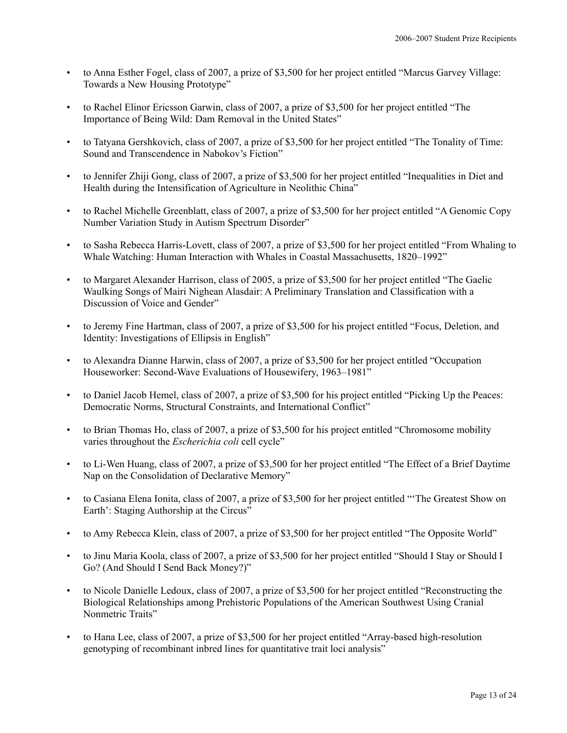- to Anna Esther Fogel, class of 2007, a prize of $3,500 for her project entitled "Marcus Garvey Village: Towards a New Housing Prototype"

- to Rachel Elinor Ericsson Garwin, class of 2007, a prize of $3,500 for her project entitled "The Importance of Being Wild: Dam Removal in the United States"

- to Tatyana Gershkovich, class of 2007, a prize of $3,500 for her project entitled "The Tonality of Time: Sound and Transcendence in Nabokov's Fiction"

- to Jennifer Zhiji Gong, class of 2007, a prize of $3,500 for her project entitled "Inequalities in Diet and Health during the Intensification of Agriculture in Neolithic China"

- to Rachel Michelle Greenblatt, class of 2007, a prize of $3,500 for her project entitled "A Genomic Copy Number Variation Study in Autism Spectrum Disorder"

- to Sasha Rebecca Harris-Lovett, class of 2007, a prize of $3,500 for her project entitled "From Whaling to Whale Watching: Human Interaction with Whales in Coastal Massachusetts, 1820–1992"

- to Margaret Alexander Harrison, class of 2005, a prize of $3,500 for her project entitled "The Gaelic Waulking Songs of Mairi Nighean Alasdair: A Preliminary Translation and Classification with a Discussion of Voice and Gender"

- to Jeremy Fine Hartman, class of 2007, a prize of $3,500 for his project entitled "Focus, Deletion, and Identity: Investigations of Ellipsis in English"

- to Alexandra Dianne Harwin, class of 2007, a prize of $3,500 for her project entitled "Occupation Houseworker: Second-Wave Evaluations of Housewifery, 1963–1981"

- to Daniel Jacob Hemel, class of 2007, a prize of $3,500 for his project entitled "Picking Up the Peaces: Democratic Norms, Structural Constraints, and International Conflict"

- to Brian Thomas Ho, class of 2007, a prize of $3,500 for his project entitled "Chromosome mobility varies throughout the *Escherichia coli* cell cycle"

- to Li-Wen Huang, class of 2007, a prize of $3,500 for her project entitled "The Effect of a Brief Daytime Nap on the Consolidation of Declarative Memory"

- to Casiana Elena Ionita, class of 2007, a prize of $3,500 for her project entitled "'The Greatest Show on Earth': Staging Authorship at the Circus"

- to Amy Rebecca Klein, class of 2007, a prize of $3,500 for her project entitled "The Opposite World"

- to Jinu Maria Koola, class of 2007, a prize of $3,500 for her project entitled "Should I Stay or Should I Go? (And Should I Send Back Money?)"

- to Nicole Danielle Ledoux, class of 2007, a prize of $3,500 for her project entitled "Reconstructing the Biological Relationships among Prehistoric Populations of the American Southwest Using Cranial Nonmetric Traits"

- to Hana Lee, class of 2007, a prize of $3,500 for her project entitled "Array-based high-resolution genotyping of recombinant inbred lines for quantitative trait loci analysis"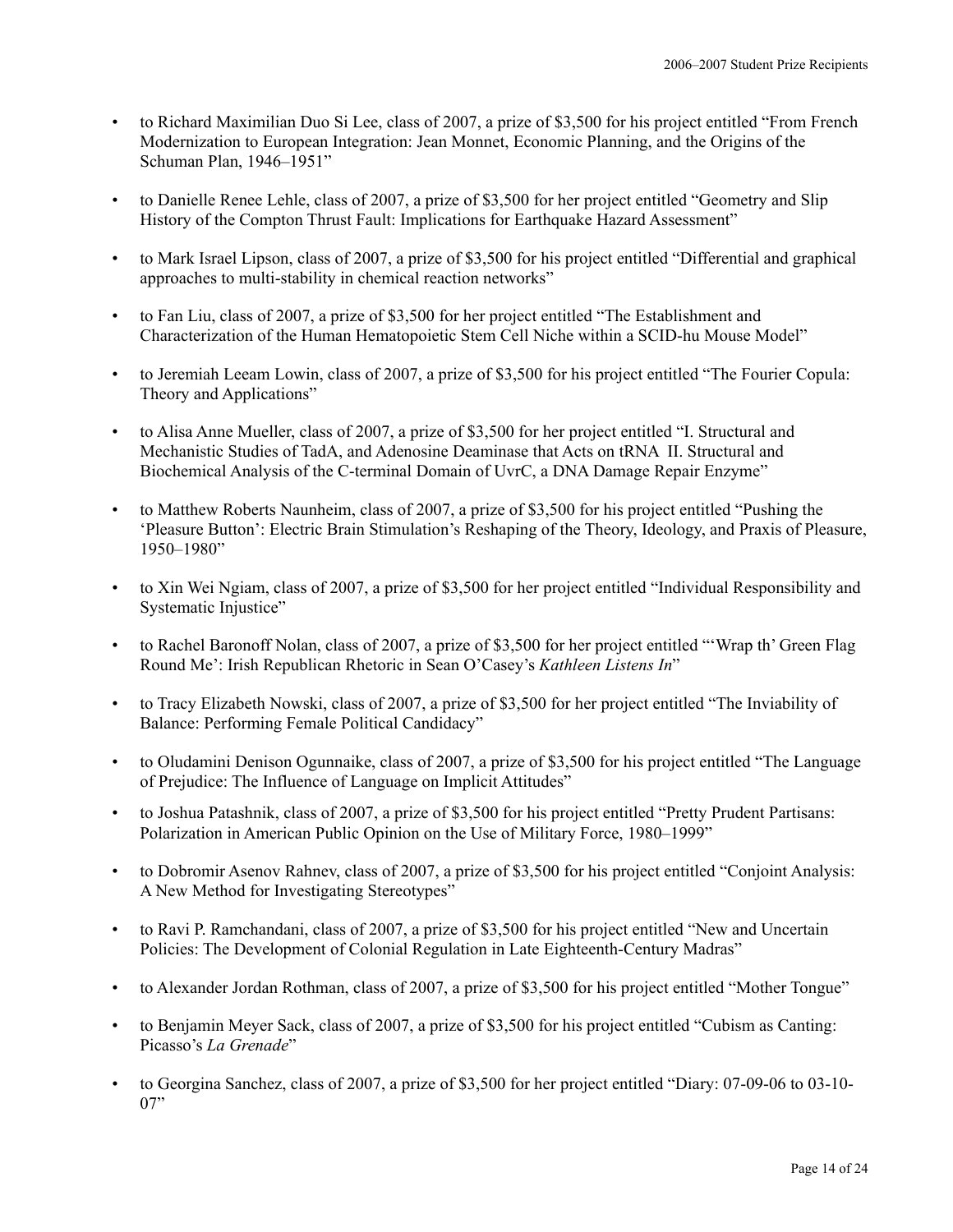- to Richard Maximilian Duo Si Lee, class of 2007, a prize of $3,500 for his project entitled "From French Modernization to European Integration: Jean Monnet, Economic Planning, and the Origins of the Schuman Plan, 1946–1951"

- to Danielle Renee Lehle, class of 2007, a prize of $3,500 for her project entitled "Geometry and Slip History of the Compton Thrust Fault: Implications for Earthquake Hazard Assessment"

- to Mark Israel Lipson, class of 2007, a prize of $3,500 for his project entitled "Differential and graphical approaches to multi-stability in chemical reaction networks"

- to Fan Liu, class of 2007, a prize of $3,500 for her project entitled "The Establishment and Characterization of the Human Hematopoietic Stem Cell Niche within a SCID-hu Mouse Model"

- to Jeremiah Leeam Lowin, class of 2007, a prize of $3,500 for his project entitled "The Fourier Copula: Theory and Applications"

- to Alisa Anne Mueller, class of 2007, a prize of $3,500 for her project entitled "I. Structural and Mechanistic Studies of TadA, and Adenosine Deaminase that Acts on tRNA II. Structural and Biochemical Analysis of the C-terminal Domain of UvrC, a DNA Damage Repair Enzyme"

- to Matthew Roberts Naunheim, class of 2007, a prize of $3,500 for his project entitled "Pushing the 'Pleasure Button': Electric Brain Stimulation's Reshaping of the Theory, Ideology, and Praxis of Pleasure, 1950–1980"

- to Xin Wei Ngiam, class of 2007, a prize of $3,500 for her project entitled "Individual Responsibility and Systematic Injustice"

- to Rachel Baronoff Nolan, class of 2007, a prize of $3,500 for her project entitled "'Wrap th' Green Flag Round Me': Irish Republican Rhetoric in Sean O'Casey's *Kathleen Listens In*"

- to Tracy Elizabeth Nowski, class of 2007, a prize of $3,500 for her project entitled "The Inviability of Balance: Performing Female Political Candidacy"

- to Oludamini Denison Ogunnaike, class of 2007, a prize of $3,500 for his project entitled "The Language of Prejudice: The Influence of Language on Implicit Attitudes"

- to Joshua Patashnik, class of 2007, a prize of $3,500 for his project entitled "Pretty Prudent Partisans: Polarization in American Public Opinion on the Use of Military Force, 1980–1999"

- to Dobromir Asenov Rahnev, class of 2007, a prize of $3,500 for his project entitled "Conjoint Analysis: A New Method for Investigating Stereotypes"

- to Ravi P. Ramchandani, class of 2007, a prize of $3,500 for his project entitled "New and Uncertain Policies: The Development of Colonial Regulation in Late Eighteenth-Century Madras"

- to Alexander Jordan Rothman, class of 2007, a prize of $3,500 for his project entitled "Mother Tongue"

- to Benjamin Meyer Sack, class of 2007, a prize of $3,500 for his project entitled "Cubism as Canting: Picasso's *La Grenade*"

- to Georgina Sanchez, class of 2007, a prize of $3,500 for her project entitled "Diary: 07-09-06 to 03-10-07"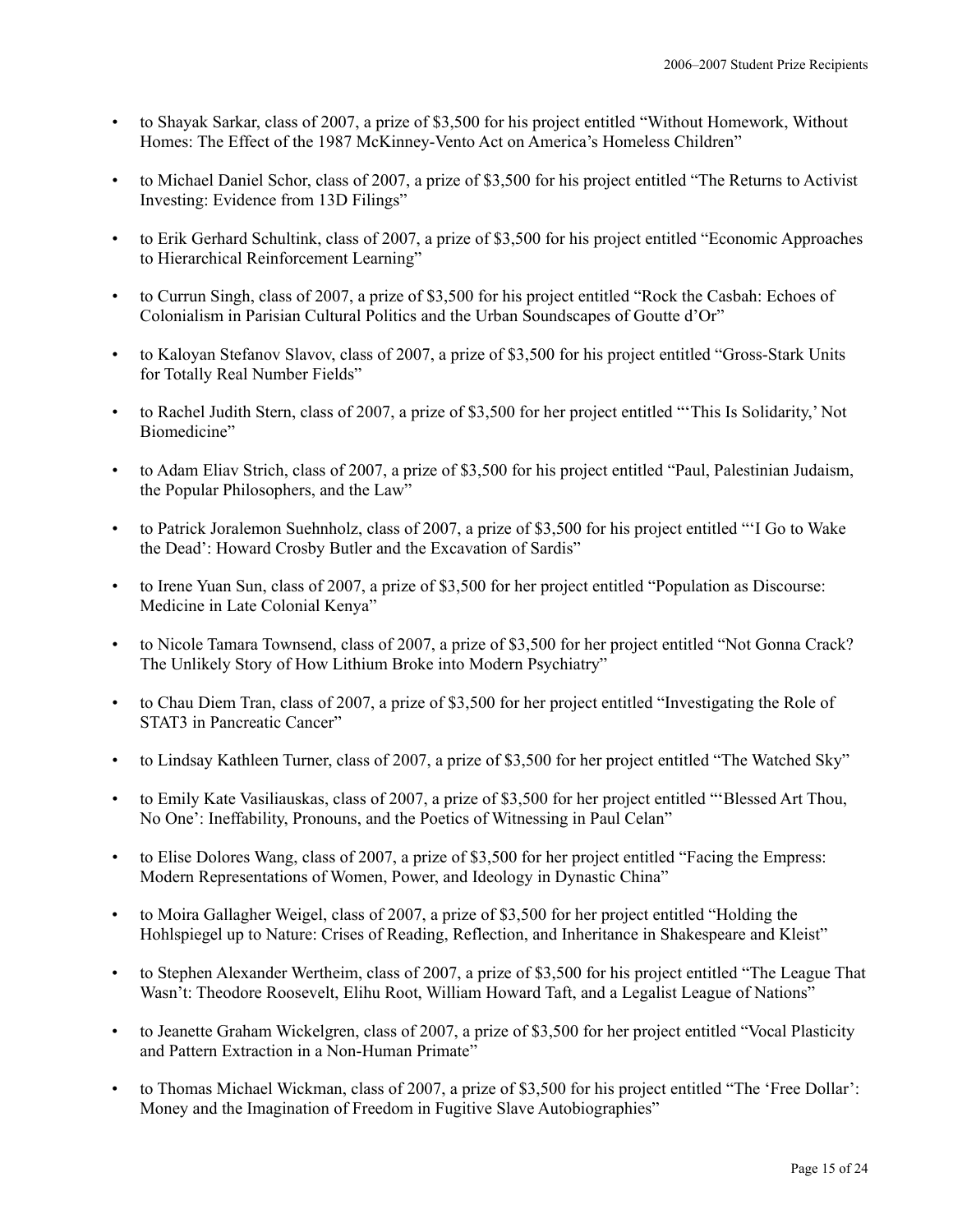- to Shayak Sarkar, class of 2007, a prize of $3,500 for his project entitled "Without Homework, Without Homes: The Effect of the 1987 McKinney-Vento Act on America's Homeless Children"
- to Michael Daniel Schor, class of 2007, a prize of $3,500 for his project entitled "The Returns to Activist Investing: Evidence from 13D Filings"
- to Erik Gerhard Schultink, class of 2007, a prize of $3,500 for his project entitled "Economic Approaches to Hierarchical Reinforcement Learning"
- to Currun Singh, class of 2007, a prize of $3,500 for his project entitled "Rock the Casbah: Echoes of Colonialism in Parisian Cultural Politics and the Urban Soundscapes of Goutte d'Or"
- to Kaloyan Stefanov Slavov, class of 2007, a prize of $3,500 for his project entitled "Gross-Stark Units for Totally Real Number Fields"
- to Rachel Judith Stern, class of 2007, a prize of $3,500 for her project entitled "'This Is Solidarity,' Not Biomedicine"
- to Adam Eliav Strich, class of 2007, a prize of $3,500 for his project entitled "Paul, Palestinian Judaism, the Popular Philosophers, and the Law"
- to Patrick Joralemon Suehnholz, class of 2007, a prize of $3,500 for his project entitled "'I Go to Wake the Dead': Howard Crosby Butler and the Excavation of Sardis"
- to Irene Yuan Sun, class of 2007, a prize of $3,500 for her project entitled "Population as Discourse: Medicine in Late Colonial Kenya"
- to Nicole Tamara Townsend, class of 2007, a prize of $3,500 for her project entitled "Not Gonna Crack? The Unlikely Story of How Lithium Broke into Modern Psychiatry"
- to Chau Diem Tran, class of 2007, a prize of $3,500 for her project entitled "Investigating the Role of STAT3 in Pancreatic Cancer"
- to Lindsay Kathleen Turner, class of 2007, a prize of $3,500 for her project entitled "The Watched Sky"
- to Emily Kate Vasiliauskas, class of 2007, a prize of $3,500 for her project entitled "'Blessed Art Thou, No One': Ineffability, Pronouns, and the Poetics of Witnessing in Paul Celan"
- to Elise Dolores Wang, class of 2007, a prize of $3,500 for her project entitled "Facing the Empress: Modern Representations of Women, Power, and Ideology in Dynastic China"
- to Moira Gallagher Weigel, class of 2007, a prize of $3,500 for her project entitled "Holding the Hohlspiegel up to Nature: Crises of Reading, Reflection, and Inheritance in Shakespeare and Kleist"
- to Stephen Alexander Wertheim, class of 2007, a prize of $3,500 for his project entitled "The League That Wasn't: Theodore Roosevelt, Elihu Root, William Howard Taft, and a Legalist League of Nations"
- to Jeanette Graham Wickelgren, class of 2007, a prize of $3,500 for her project entitled "Vocal Plasticity and Pattern Extraction in a Non-Human Primate"
- to Thomas Michael Wickman, class of 2007, a prize of $3,500 for his project entitled "The 'Free Dollar': Money and the Imagination of Freedom in Fugitive Slave Autobiographies"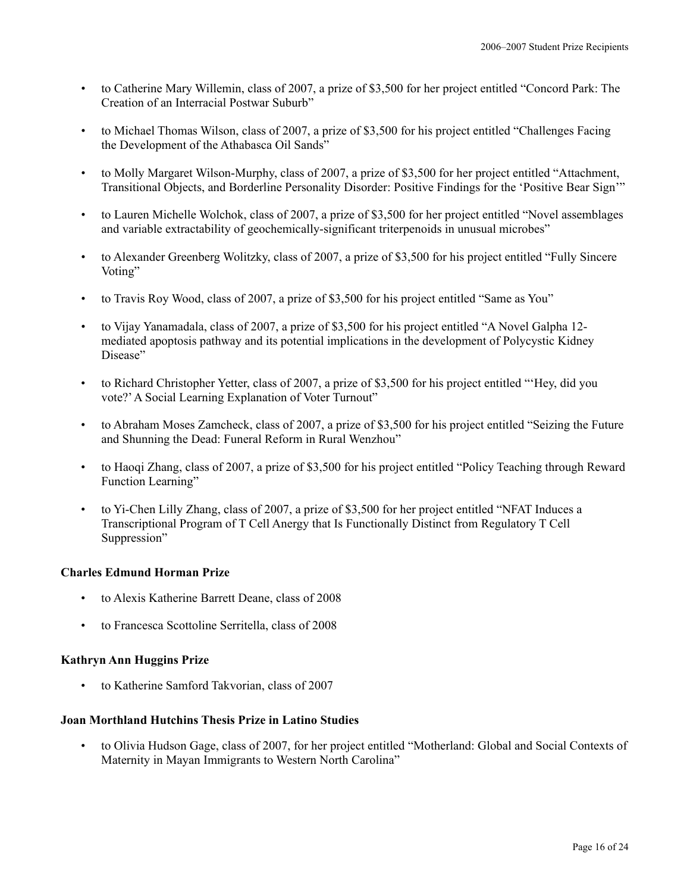- to Catherine Mary Willemin, class of 2007, a prize of $3,500 for her project entitled "Concord Park: The Creation of an Interracial Postwar Suburb"

- to Michael Thomas Wilson, class of 2007, a prize of $3,500 for his project entitled "Challenges Facing the Development of the Athabasca Oil Sands"

- to Molly Margaret Wilson-Murphy, class of 2007, a prize of $3,500 for her project entitled "Attachment, Transitional Objects, and Borderline Personality Disorder: Positive Findings for the 'Positive Bear Sign'"

- to Lauren Michelle Wolchok, class of 2007, a prize of $3,500 for her project entitled "Novel assemblages and variable extractability of geochemically-significant triterpenoids in unusual microbes"

- to Alexander Greenberg Wolitzky, class of 2007, a prize of $3,500 for his project entitled "Fully Sincere Voting"

- to Travis Roy Wood, class of 2007, a prize of $3,500 for his project entitled "Same as You"

- to Vijay Yanamadala, class of 2007, a prize of $3,500 for his project entitled "A Novel Galpha 12-mediated apoptosis pathway and its potential implications in the development of Polycystic Kidney Disease"

- to Richard Christopher Yetter, class of 2007, a prize of $3,500 for his project entitled "'Hey, did you vote?' A Social Learning Explanation of Voter Turnout"

- to Abraham Moses Zamcheck, class of 2007, a prize of $3,500 for his project entitled "Seizing the Future and Shunning the Dead: Funeral Reform in Rural Wenzhou"

- to Haoqi Zhang, class of 2007, a prize of $3,500 for his project entitled "Policy Teaching through Reward Function Learning"

- to Yi-Chen Lilly Zhang, class of 2007, a prize of $3,500 for her project entitled "NFAT Induces a Transcriptional Program of T Cell Anergy that Is Functionally Distinct from Regulatory T Cell Suppression"

**Charles Edmund Horman Prize**

- to Alexis Katherine Barrett Deane, class of 2008

- to Francesca Scottoline Serritella, class of 2008

**Kathryn Ann Huggins Prize**

- to Katherine Samford Takvorian, class of 2007

**Joan Morthland Hutchins Thesis Prize in Latino Studies**

- to Olivia Hudson Gage, class of 2007, for her project entitled "Motherland: Global and Social Contexts of Maternity in Mayan Immigrants to Western North Carolina"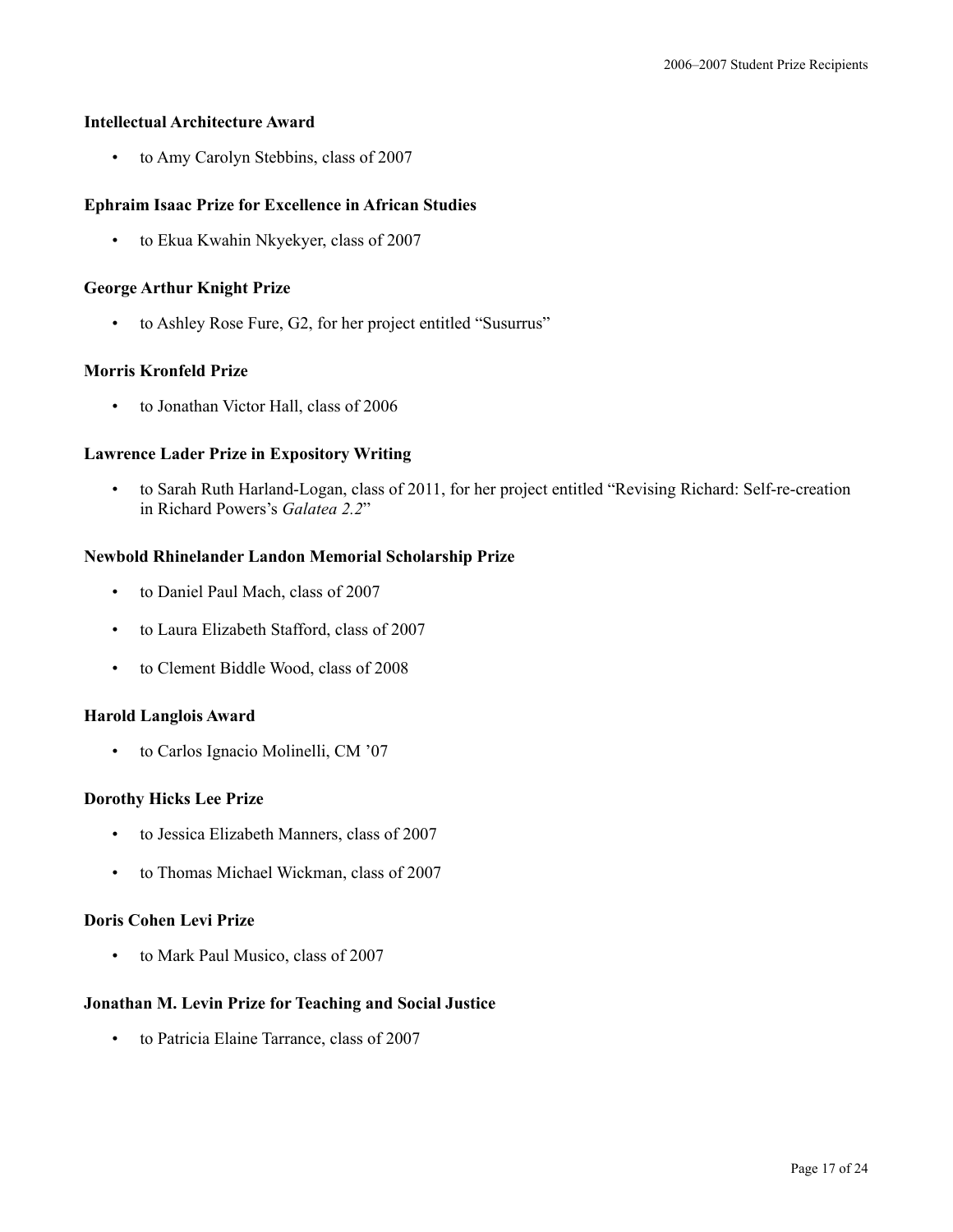**Intellectual Architecture Award**

- to Amy Carolyn Stebbins, class of 2007

**Ephraim Isaac Prize for Excellence in African Studies**

- to Ekua Kwahin Nkyekyer, class of 2007

**George Arthur Knight Prize**

- to Ashley Rose Fure, G2, for her project entitled “Susurrus”

**Morris Kronfeld Prize**

- to Jonathan Victor Hall, class of 2006

**Lawrence Lader Prize in Expository Writing**

- to Sarah Ruth Harland-Logan, class of 2011, for her project entitled “Revising Richard: Self-re-creation in Richard Powers’s *Galatea 2.2*”

**Newbold Rhinelander Landon Memorial Scholarship Prize**

- to Daniel Paul Mach, class of 2007
- to Laura Elizabeth Stafford, class of 2007
- to Clement Biddle Wood, class of 2008

**Harold Langlois Award**

- to Carlos Ignacio Molinelli, CM ’07

**Dorothy Hicks Lee Prize**

- to Jessica Elizabeth Manners, class of 2007
- to Thomas Michael Wickman, class of 2007

**Doris Cohen Levi Prize**

- to Mark Paul Musico, class of 2007

**Jonathan M. Levin Prize for Teaching and Social Justice**

- to Patricia Elaine Tarrance, class of 2007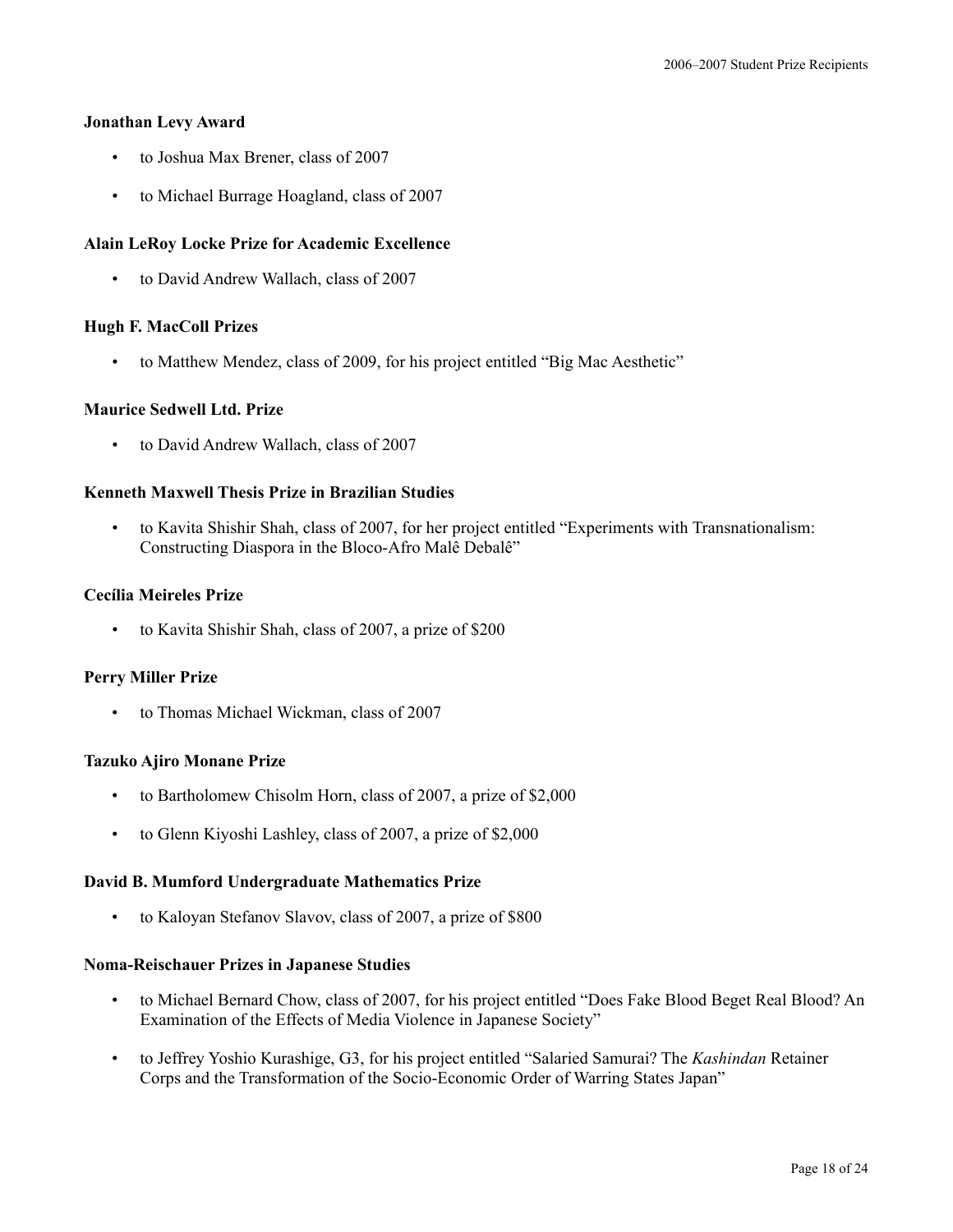### Jonathan Levy Award

- to Joshua Max Brener, class of 2007
- to Michael Burrage Hoagland, class of 2007

### Alain LeRoy Locke Prize for Academic Excellence

- to David Andrew Wallach, class of 2007

### Hugh F. MacColl Prizes

- to Matthew Mendez, class of 2009, for his project entitled "Big Mac Aesthetic"

### Maurice Sedwell Ltd. Prize

- to David Andrew Wallach, class of 2007

### Kenneth Maxwell Thesis Prize in Brazilian Studies

- to Kavita Shishir Shah, class of 2007, for her project entitled "Experiments with Transnationalism: Constructing Diaspora in the Bloco-Afro Malê Debalê"

### Cecília Meireles Prize

- to Kavita Shishir Shah, class of 2007, a prize of $200

### Perry Miller Prize

- to Thomas Michael Wickman, class of 2007

### Tazuko Ajiro Monane Prize

- to Bartholomew Chisolm Horn, class of 2007, a prize of $2,000
- to Glenn Kiyoshi Lashley, class of 2007, a prize of $2,000

### David B. Mumford Undergraduate Mathematics Prize

- to Kaloyan Stefanov Slavov, class of 2007, a prize of $800

### Noma-Reischauer Prizes in Japanese Studies

- to Michael Bernard Chow, class of 2007, for his project entitled "Does Fake Blood Beget Real Blood? An Examination of the Effects of Media Violence in Japanese Society"
- to Jeffrey Yoshio Kurashige, G3, for his project entitled "Salaried Samurai? The *Kashindan* Retainer Corps and the Transformation of the Socio-Economic Order of Warring States Japan"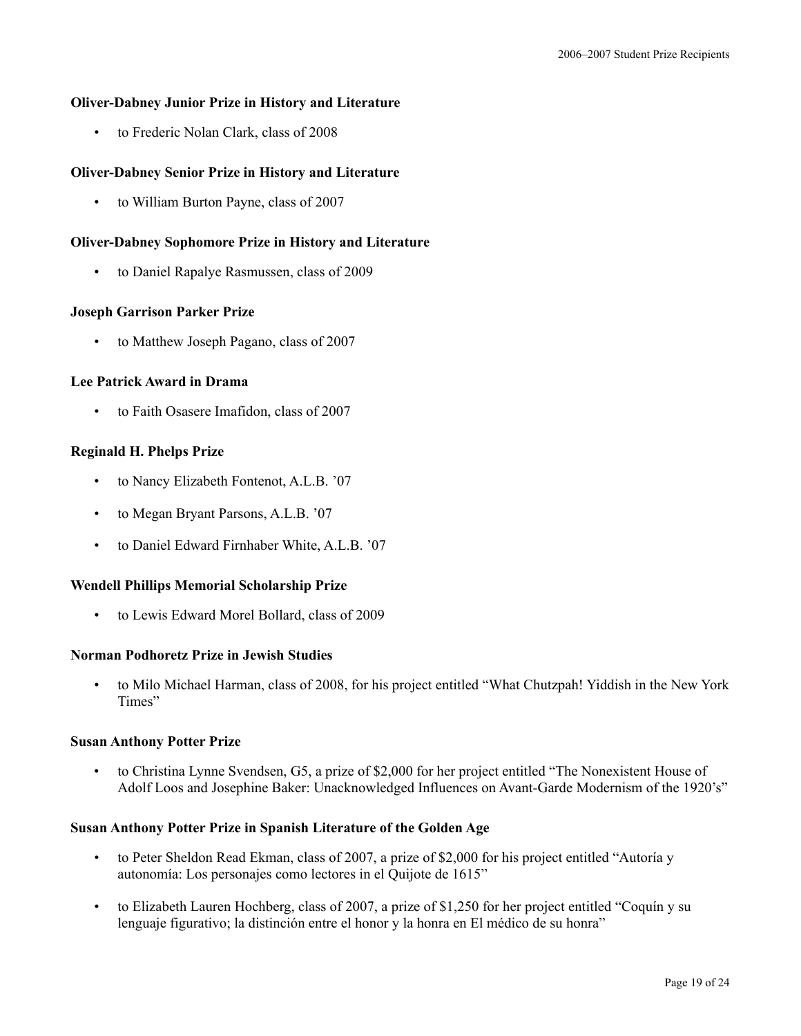**Oliver-Dabney Junior Prize in History and Literature**

- to Frederic Nolan Clark, class of 2008

**Oliver-Dabney Senior Prize in History and Literature**

- to William Burton Payne, class of 2007

**Oliver-Dabney Sophomore Prize in History and Literature**

- to Daniel Rapalye Rasmussen, class of 2009

**Joseph Garrison Parker Prize**

- to Matthew Joseph Pagano, class of 2007

**Lee Patrick Award in Drama**

- to Faith Osasere Imafidon, class of 2007

**Reginald H. Phelps Prize**

- to Nancy Elizabeth Fontenot, A.L.B. '07
- to Megan Bryant Parsons, A.L.B. '07
- to Daniel Edward Firnhaber White, A.L.B. '07

**Wendell Phillips Memorial Scholarship Prize**

- to Lewis Edward Morel Bollard, class of 2009

**Norman Podhoretz Prize in Jewish Studies**

- to Milo Michael Harman, class of 2008, for his project entitled "What Chutzpah! Yiddish in the New York Times"

**Susan Anthony Potter Prize**

- to Christina Lynne Svendsen, G5, a prize of $2,000 for her project entitled "The Nonexistent House of Adolf Loos and Josephine Baker: Unacknowledged Influences on Avant-Garde Modernism of the 1920's"

**Susan Anthony Potter Prize in Spanish Literature of the Golden Age**

- to Peter Sheldon Read Ekman, class of 2007, a prize of $2,000 for his project entitled "Autoría y autonomía: Los personajes como lectores in el Quijote de 1615"
- to Elizabeth Lauren Hochberg, class of 2007, a prize of $1,250 for her project entitled "Coquín y su lenguaje figurativo; la distinción entre el honor y la honra en El médico de su honra"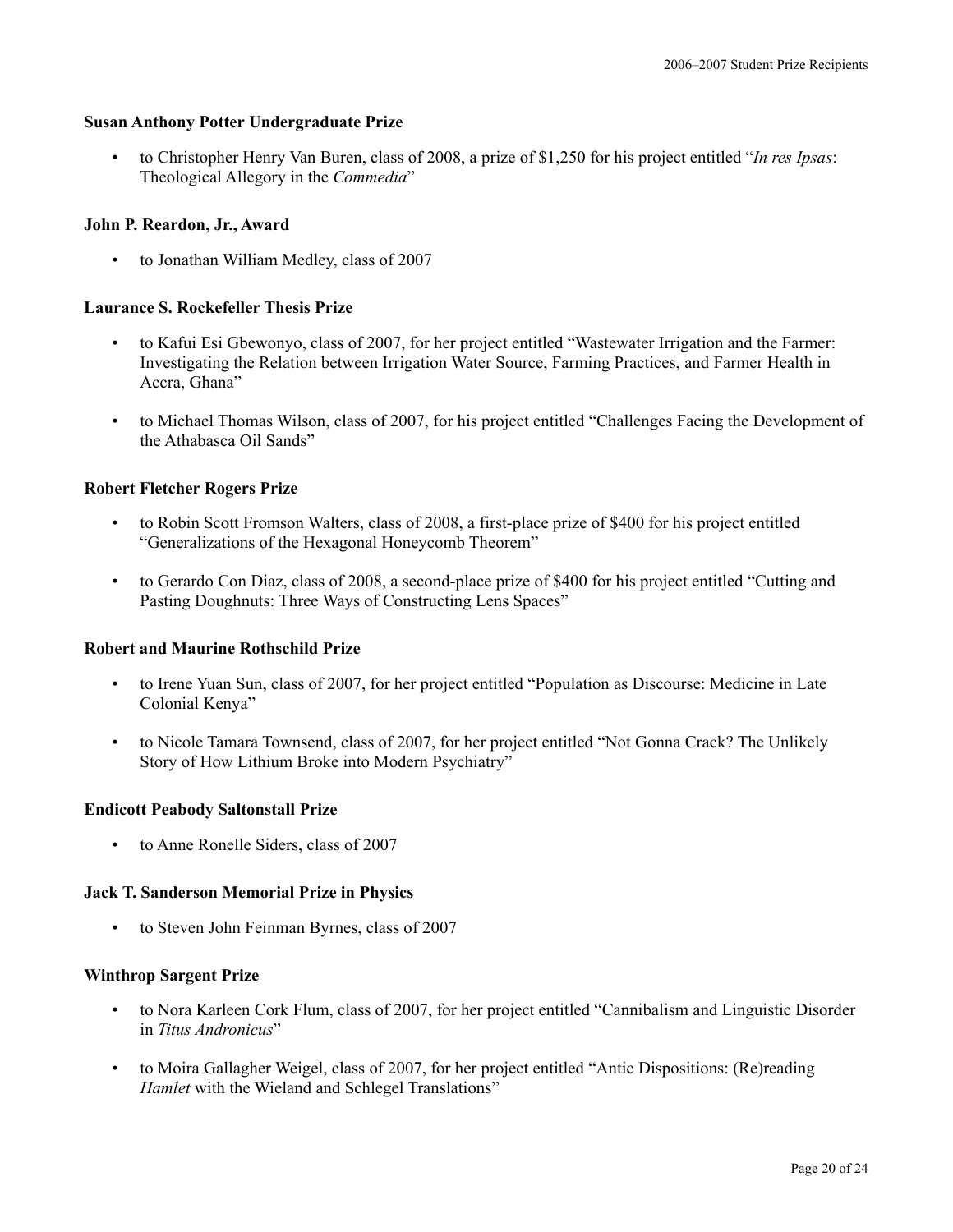**Susan Anthony Potter Undergraduate Prize**

- to Christopher Henry Van Buren, class of 2008, a prize of $1,250 for his project entitled "*In res Ipsas*: Theological Allegory in the *Commedia*"

**John P. Reardon, Jr., Award**

- to Jonathan William Medley, class of 2007

**Laurance S. Rockefeller Thesis Prize**

- to Kafui Esi Gbewonyo, class of 2007, for her project entitled "Wastewater Irrigation and the Farmer: Investigating the Relation between Irrigation Water Source, Farming Practices, and Farmer Health in Accra, Ghana"
- to Michael Thomas Wilson, class of 2007, for his project entitled "Challenges Facing the Development of the Athabasca Oil Sands"

**Robert Fletcher Rogers Prize**

- to Robin Scott Fromson Walters, class of 2008, a first-place prize of $400 for his project entitled "Generalizations of the Hexagonal Honeycomb Theorem"
- to Gerardo Con Diaz, class of 2008, a second-place prize of $400 for his project entitled "Cutting and Pasting Doughnuts: Three Ways of Constructing Lens Spaces"

**Robert and Maurine Rothschild Prize**

- to Irene Yuan Sun, class of 2007, for her project entitled "Population as Discourse: Medicine in Late Colonial Kenya"
- to Nicole Tamara Townsend, class of 2007, for her project entitled "Not Gonna Crack? The Unlikely Story of How Lithium Broke into Modern Psychiatry"

**Endicott Peabody Saltonstall Prize**

- to Anne Ronelle Siders, class of 2007

**Jack T. Sanderson Memorial Prize in Physics**

- to Steven John Feinman Byrnes, class of 2007

**Winthrop Sargent Prize**

- to Nora Karleen Cork Flum, class of 2007, for her project entitled "Cannibalism and Linguistic Disorder in *Titus Andronicus*"
- to Moira Gallagher Weigel, class of 2007, for her project entitled "Antic Dispositions: (Re)reading *Hamlet* with the Wieland and Schlegel Translations"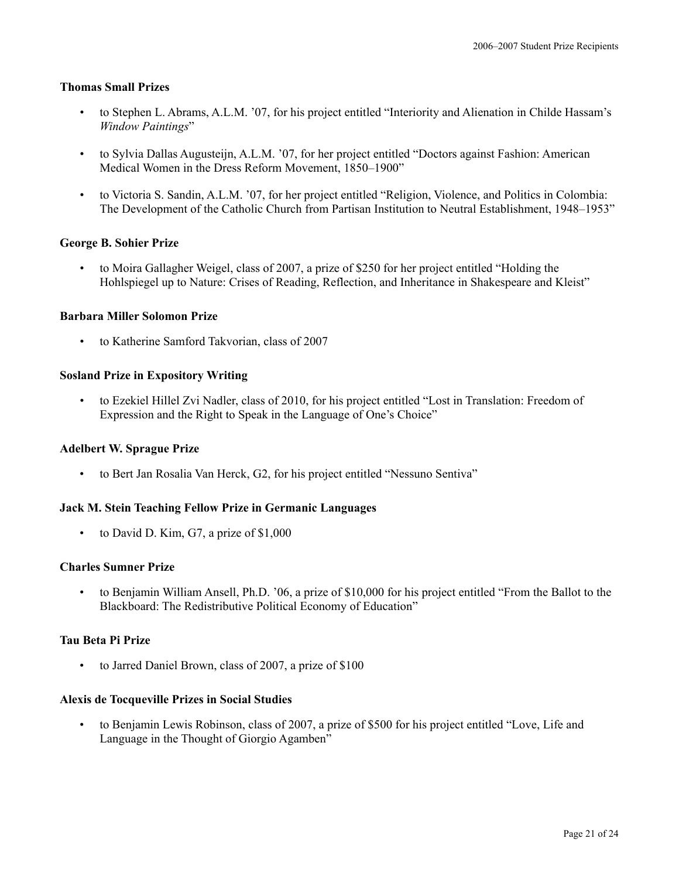**Thomas Small Prizes**

- to Stephen L. Abrams, A.L.M. ’07, for his project entitled “Interiority and Alienation in Childe Hassam’s *Window Paintings*”
- to Sylvia Dallas Augusteijn, A.L.M. ’07, for her project entitled “Doctors against Fashion: American Medical Women in the Dress Reform Movement, 1850–1900”
- to Victoria S. Sandin, A.L.M. ’07, for her project entitled “Religion, Violence, and Politics in Colombia: The Development of the Catholic Church from Partisan Institution to Neutral Establishment, 1948–1953”

**George B. Sohier Prize**

- to Moira Gallagher Weigel, class of 2007, a prize of $250 for her project entitled “Holding the Hohlspiegel up to Nature: Crises of Reading, Reflection, and Inheritance in Shakespeare and Kleist”

**Barbara Miller Solomon Prize**

- to Katherine Samford Takvorian, class of 2007

**Sosland Prize in Expository Writing**

- to Ezekiel Hillel Zvi Nadler, class of 2010, for his project entitled “Lost in Translation: Freedom of Expression and the Right to Speak in the Language of One’s Choice”

**Adelbert W. Sprague Prize**

- to Bert Jan Rosalia Van Herck, G2, for his project entitled “Nessuno Sentiva”

**Jack M. Stein Teaching Fellow Prize in Germanic Languages**

- to David D. Kim, G7, a prize of $1,000

**Charles Sumner Prize**

- to Benjamin William Ansell, Ph.D. ’06, a prize of $10,000 for his project entitled “From the Ballot to the Blackboard: The Redistributive Political Economy of Education”

**Tau Beta Pi Prize**

- to Jarred Daniel Brown, class of 2007, a prize of $100

**Alexis de Tocqueville Prizes in Social Studies**

- to Benjamin Lewis Robinson, class of 2007, a prize of $500 for his project entitled “Love, Life and Language in the Thought of Giorgio Agamben”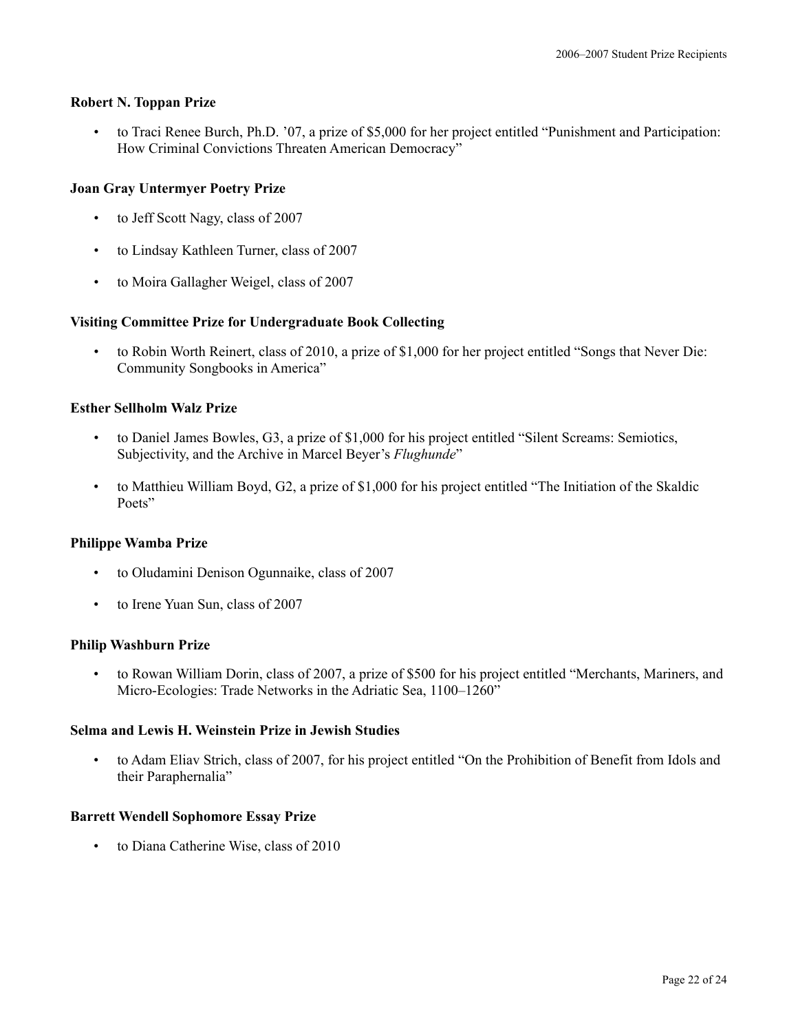**Robert N. Toppan Prize**

- to Traci Renee Burch, Ph.D. ’07, a prize of $5,000 for her project entitled “Punishment and Participation: How Criminal Convictions Threaten American Democracy”

**Joan Gray Untermyer Poetry Prize**

- to Jeff Scott Nagy, class of 2007
- to Lindsay Kathleen Turner, class of 2007
- to Moira Gallagher Weigel, class of 2007

**Visiting Committee Prize for Undergraduate Book Collecting**

- to Robin Worth Reinert, class of 2010, a prize of $1,000 for her project entitled “Songs that Never Die: Community Songbooks in America”

**Esther Sellholm Walz Prize**

- to Daniel James Bowles, G3, a prize of $1,000 for his project entitled “Silent Screams: Semiotics, Subjectivity, and the Archive in Marcel Beyer’s *Flughunde*”
- to Matthieu William Boyd, G2, a prize of $1,000 for his project entitled “The Initiation of the Skaldic Poets”

**Philippe Wamba Prize**

- to Oludamini Denison Ogunnaike, class of 2007
- to Irene Yuan Sun, class of 2007

**Philip Washburn Prize**

- to Rowan William Dorin, class of 2007, a prize of $500 for his project entitled “Merchants, Mariners, and Micro-Ecologies: Trade Networks in the Adriatic Sea, 1100–1260”

**Selma and Lewis H. Weinstein Prize in Jewish Studies**

- to Adam Eliav Strich, class of 2007, for his project entitled “On the Prohibition of Benefit from Idols and their Paraphernalia”

**Barrett Wendell Sophomore Essay Prize**

- to Diana Catherine Wise, class of 2010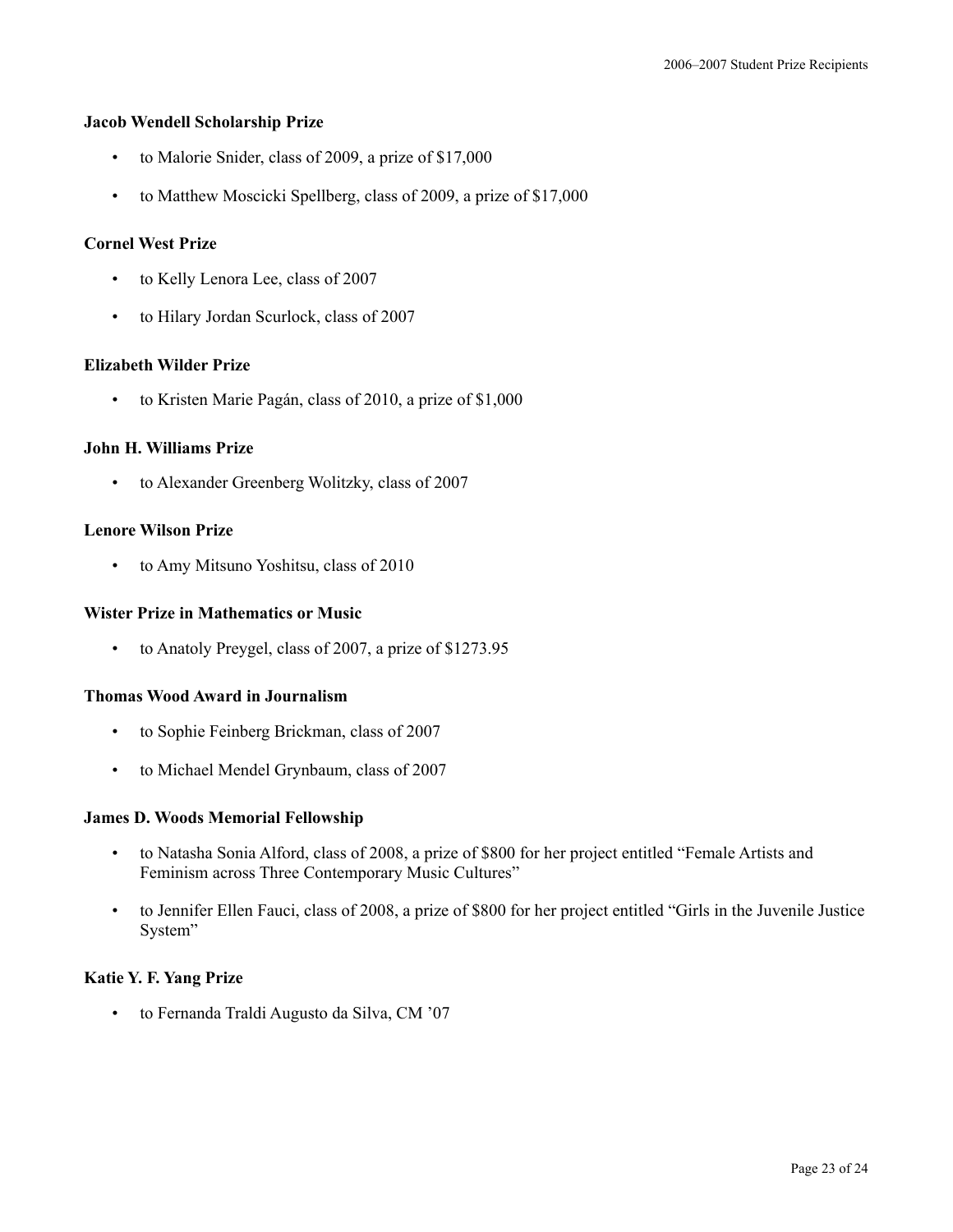### Jacob Wendell Scholarship Prize

- to Malorie Snider, class of 2009, a prize of $17,000
- to Matthew Moscicki Spellberg, class of 2009, a prize of $17,000

### Cornel West Prize

- to Kelly Lenora Lee, class of 2007
- to Hilary Jordan Scurlock, class of 2007

### Elizabeth Wilder Prize

- to Kristen Marie Pagán, class of 2010, a prize of $1,000

### John H. Williams Prize

- to Alexander Greenberg Wolitzky, class of 2007

### Lenore Wilson Prize

- to Amy Mitsuno Yoshitsu, class of 2010

### Wister Prize in Mathematics or Music

- to Anatoly Preygel, class of 2007, a prize of $1273.95

### Thomas Wood Award in Journalism

- to Sophie Feinberg Brickman, class of 2007
- to Michael Mendel Grynbaum, class of 2007

### James D. Woods Memorial Fellowship

- to Natasha Sonia Alford, class of 2008, a prize of $800 for her project entitled "Female Artists and Feminism across Three Contemporary Music Cultures"
- to Jennifer Ellen Fauci, class of 2008, a prize of $800 for her project entitled "Girls in the Juvenile Justice System"

### Katie Y. F. Yang Prize

- to Fernanda Traldi Augusto da Silva, CM '07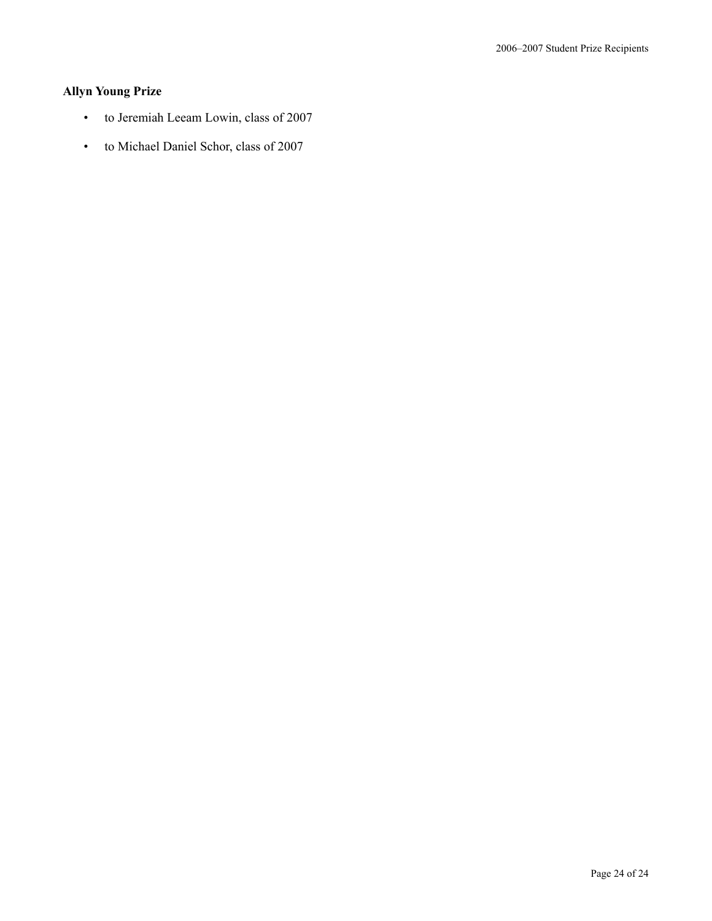**Allyn Young Prize**

- to Jeremiah Leeam Lowin, class of 2007
- to Michael Daniel Schor, class of 2007